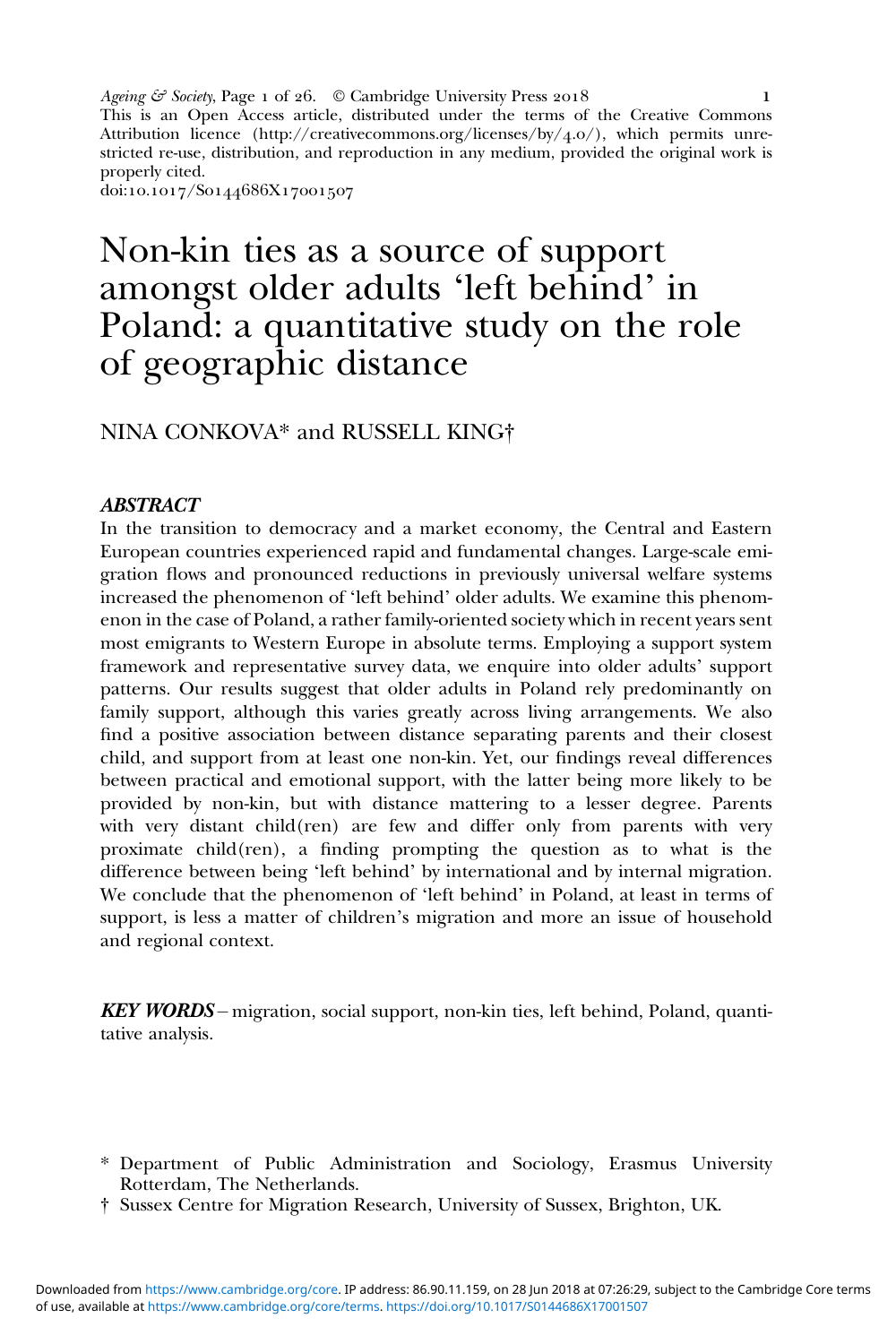This is an Open Access article, distributed under the terms of the Creative Commons Attribution licence (http://creativecommons.org/licenses/by/4.0/), which permits unrestricted re-use, distribution, and reproduction in any medium, provided the original work is properly cited.
doi:10.1017/S0144686X17001507

# Non-kin ties as a source of support amongst older adults 'left behind' in Poland: a quantitative study on the role of geographic distance

NINA CONKOVA* and RUSSELL KING†

## *ABSTRACT*

In the transition to democracy and a market economy, the Central and Eastern European countries experienced rapid and fundamental changes. Large-scale emigration flows and pronounced reductions in previously universal welfare systems increased the phenomenon of 'left behind' older adults. We examine this phenomenon in the case of Poland, a rather family-oriented society which in recent years sent most emigrants to Western Europe in absolute terms. Employing a support system framework and representative survey data, we enquire into older adults' support patterns. Our results suggest that older adults in Poland rely predominantly on family support, although this varies greatly across living arrangements. We also find a positive association between distance separating parents and their closest child, and support from at least one non-kin. Yet, our findings reveal differences between practical and emotional support, with the latter being more likely to be provided by non-kin, but with distance mattering to a lesser degree. Parents with very distant child(ren) are few and differ only from parents with very proximate child(ren), a finding prompting the question as to what is the difference between being 'left behind' by international and by internal migration. We conclude that the phenomenon of 'left behind' in Poland, at least in terms of support, is less a matter of children's migration and more an issue of household and regional context.

***KEY WORDS*** – migration, social support, non-kin ties, left behind, Poland, quantitative analysis.

\* Department of Public Administration and Sociology, Erasmus University Rotterdam, The Netherlands.
† Sussex Centre for Migration Research, University of Sussex, Brighton, UK.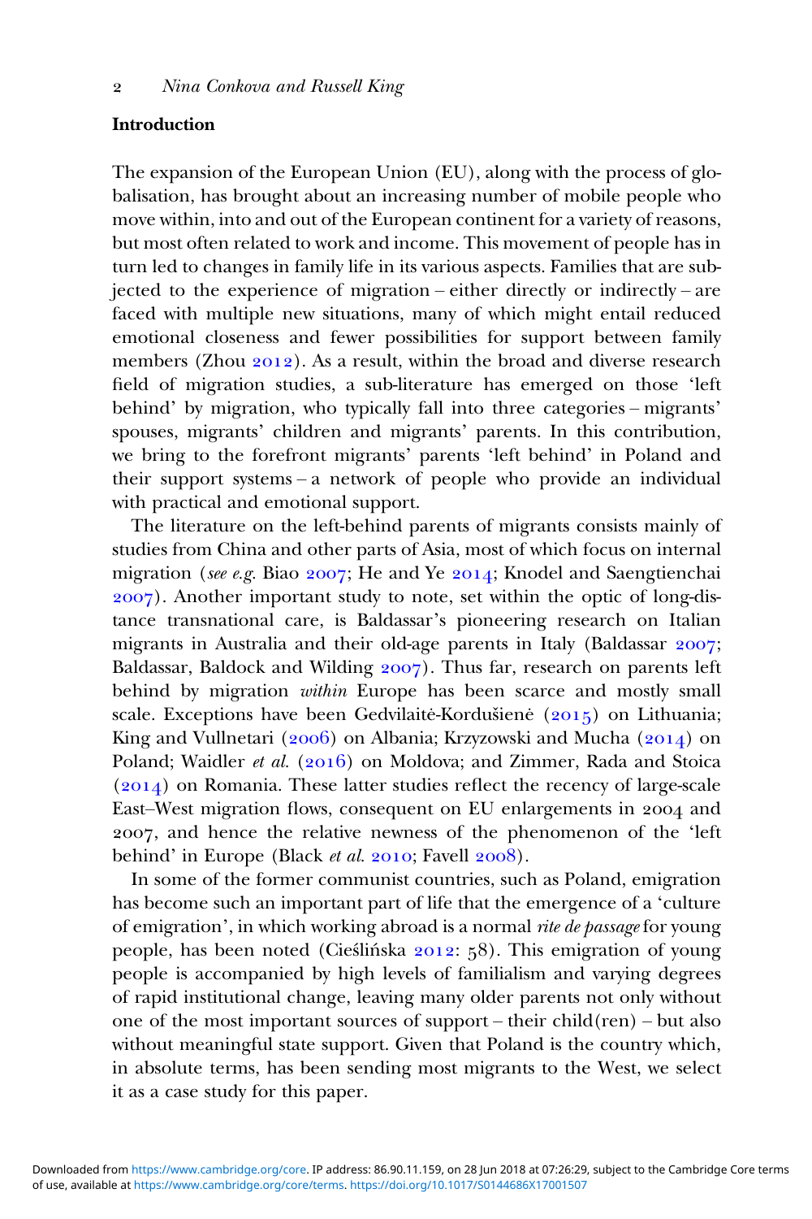## Introduction

The expansion of the European Union (EU), along with the process of globalisation, has brought about an increasing number of mobile people who move within, into and out of the European continent for a variety of reasons, but most often related to work and income. This movement of people has in turn led to changes in family life in its various aspects. Families that are subjected to the experience of migration – either directly or indirectly – are faced with multiple new situations, many of which might entail reduced emotional closeness and fewer possibilities for support between family members (Zhou 2012). As a result, within the broad and diverse research field of migration studies, a sub-literature has emerged on those 'left behind' by migration, who typically fall into three categories – migrants' spouses, migrants' children and migrants' parents. In this contribution, we bring to the forefront migrants' parents 'left behind' in Poland and their support systems – a network of people who provide an individual with practical and emotional support.

The literature on the left-behind parents of migrants consists mainly of studies from China and other parts of Asia, most of which focus on internal migration (*see e.g.* Biao 2007; He and Ye 2014; Knodel and Saengtienchai 2007). Another important study to note, set within the optic of long-distance transnational care, is Baldassar's pioneering research on Italian migrants in Australia and their old-age parents in Italy (Baldassar 2007; Baldassar, Baldock and Wilding 2007). Thus far, research on parents left behind by migration *within* Europe has been scarce and mostly small scale. Exceptions have been Gedvilaitė-Kordušienė (2015) on Lithuania; King and Vullnetari (2006) on Albania; Krzyzowski and Mucha (2014) on Poland; Waidler *et al.* (2016) on Moldova; and Zimmer, Rada and Stoica (2014) on Romania. These latter studies reflect the recency of large-scale East–West migration flows, consequent on EU enlargements in 2004 and 2007, and hence the relative newness of the phenomenon of the 'left behind' in Europe (Black *et al.* 2010; Favell 2008).

In some of the former communist countries, such as Poland, emigration has become such an important part of life that the emergence of a 'culture of emigration', in which working abroad is a normal *rite de passage* for young people, has been noted (Cieślińska 2012: 58). This emigration of young people is accompanied by high levels of familialism and varying degrees of rapid institutional change, leaving many older parents not only without one of the most important sources of support – their child(ren) – but also without meaningful state support. Given that Poland is the country which, in absolute terms, has been sending most migrants to the West, we select it as a case study for this paper.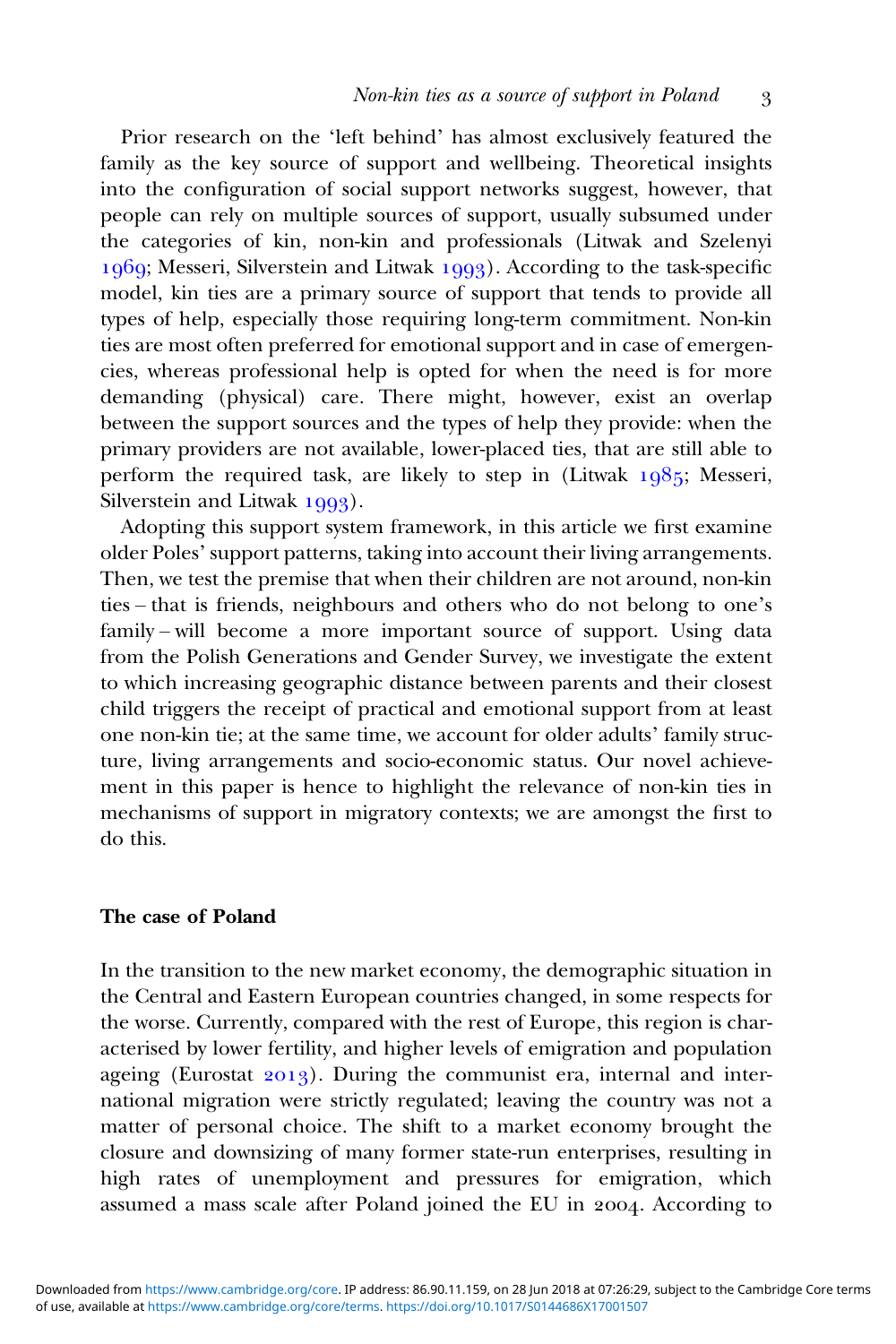Prior research on the 'left behind' has almost exclusively featured the family as the key source of support and wellbeing. Theoretical insights into the configuration of social support networks suggest, however, that people can rely on multiple sources of support, usually subsumed under the categories of kin, non-kin and professionals (Litwak and Szelenyi 1969; Messeri, Silverstein and Litwak 1993). According to the task-specific model, kin ties are a primary source of support that tends to provide all types of help, especially those requiring long-term commitment. Non-kin ties are most often preferred for emotional support and in case of emergencies, whereas professional help is opted for when the need is for more demanding (physical) care. There might, however, exist an overlap between the support sources and the types of help they provide: when the primary providers are not available, lower-placed ties, that are still able to perform the required task, are likely to step in (Litwak 1985; Messeri, Silverstein and Litwak 1993).

Adopting this support system framework, in this article we first examine older Poles' support patterns, taking into account their living arrangements. Then, we test the premise that when their children are not around, non-kin ties – that is friends, neighbours and others who do not belong to one's family – will become a more important source of support. Using data from the Polish Generations and Gender Survey, we investigate the extent to which increasing geographic distance between parents and their closest child triggers the receipt of practical and emotional support from at least one non-kin tie; at the same time, we account for older adults' family structure, living arrangements and socio-economic status. Our novel achievement in this paper is hence to highlight the relevance of non-kin ties in mechanisms of support in migratory contexts; we are amongst the first to do this.

## The case of Poland

In the transition to the new market economy, the demographic situation in the Central and Eastern European countries changed, in some respects for the worse. Currently, compared with the rest of Europe, this region is characterised by lower fertility, and higher levels of emigration and population ageing (Eurostat 2013). During the communist era, internal and international migration were strictly regulated; leaving the country was not a matter of personal choice. The shift to a market economy brought the closure and downsizing of many former state-run enterprises, resulting in high rates of unemployment and pressures for emigration, which assumed a mass scale after Poland joined the EU in 2004. According to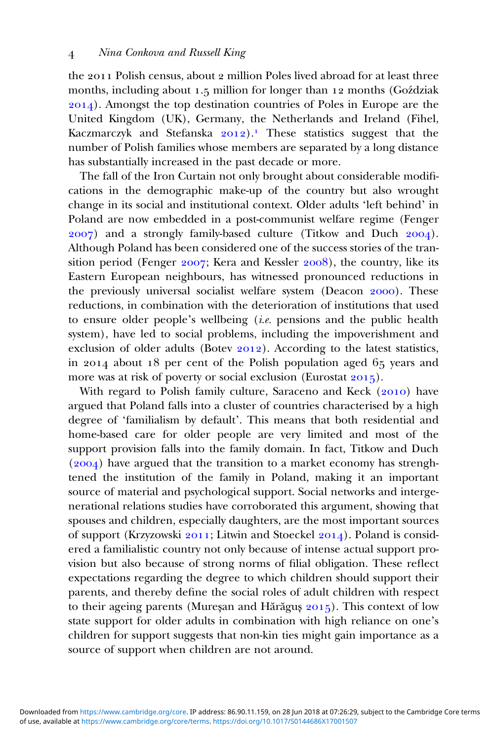the 2011 Polish census, about 2 million Poles lived abroad for at least three months, including about 1.5 million for longer than 12 months (Goździak 2014). Amongst the top destination countries of Poles in Europe are the United Kingdom (UK), Germany, the Netherlands and Ireland (Fihel, Kaczmarczyk and Stefanska 2012).[1] These statistics suggest that the number of Polish families whose members are separated by a long distance has substantially increased in the past decade or more.

The fall of the Iron Curtain not only brought about considerable modifications in the demographic make-up of the country but also wrought change in its social and institutional context. Older adults 'left behind' in Poland are now embedded in a post-communist welfare regime (Fenger 2007) and a strongly family-based culture (Titkow and Duch 2004). Although Poland has been considered one of the success stories of the transition period (Fenger 2007; Kera and Kessler 2008), the country, like its Eastern European neighbours, has witnessed pronounced reductions in the previously universal socialist welfare system (Deacon 2000). These reductions, in combination with the deterioration of institutions that used to ensure older people's wellbeing (*i.e.* pensions and the public health system), have led to social problems, including the impoverishment and exclusion of older adults (Botev 2012). According to the latest statistics, in 2014 about 18 per cent of the Polish population aged 65 years and more was at risk of poverty or social exclusion (Eurostat 2015).

With regard to Polish family culture, Saraceno and Keck (2010) have argued that Poland falls into a cluster of countries characterised by a high degree of 'familialism by default'. This means that both residential and home-based care for older people are very limited and most of the support provision falls into the family domain. In fact, Titkow and Duch (2004) have argued that the transition to a market economy has strenghtened the institution of the family in Poland, making it an important source of material and psychological support. Social networks and intergenerational relations studies have corroborated this argument, showing that spouses and children, especially daughters, are the most important sources of support (Krzyzowski 2011; Litwin and Stoeckel 2014). Poland is considered a familialistic country not only because of intense actual support provision but also because of strong norms of filial obligation. These reflect expectations regarding the degree to which children should support their parents, and thereby define the social roles of adult children with respect to their ageing parents (Mureșan and Hărăguș 2015). This context of low state support for older adults in combination with high reliance on one's children for support suggests that non-kin ties might gain importance as a source of support when children are not around.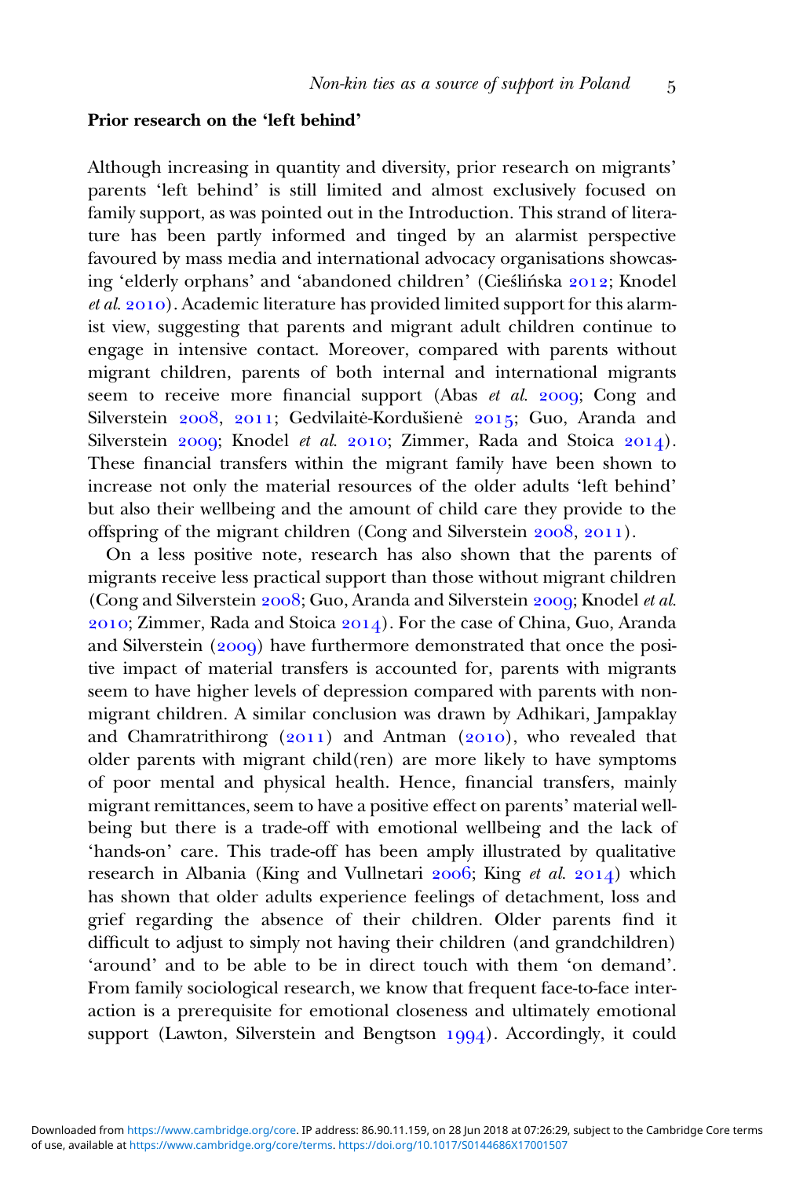**Prior research on the 'left behind'**

Although increasing in quantity and diversity, prior research on migrants' parents 'left behind' is still limited and almost exclusively focused on family support, as was pointed out in the Introduction. This strand of literature has been partly informed and tinged by an alarmist perspective favoured by mass media and international advocacy organisations showcasing 'elderly orphans' and 'abandoned children' (Cieślińska 2012; Knodel *et al.* 2010). Academic literature has provided limited support for this alarmist view, suggesting that parents and migrant adult children continue to engage in intensive contact. Moreover, compared with parents without migrant children, parents of both internal and international migrants seem to receive more financial support (Abas *et al.* 2009; Cong and Silverstein 2008, 2011; Gedvilaitė-Kordušienė 2015; Guo, Aranda and Silverstein 2009; Knodel *et al.* 2010; Zimmer, Rada and Stoica 2014). These financial transfers within the migrant family have been shown to increase not only the material resources of the older adults 'left behind' but also their wellbeing and the amount of child care they provide to the offspring of the migrant children (Cong and Silverstein 2008, 2011).

On a less positive note, research has also shown that the parents of migrants receive less practical support than those without migrant children (Cong and Silverstein 2008; Guo, Aranda and Silverstein 2009; Knodel *et al.* 2010; Zimmer, Rada and Stoica 2014). For the case of China, Guo, Aranda and Silverstein (2009) have furthermore demonstrated that once the positive impact of material transfers is accounted for, parents with migrants seem to have higher levels of depression compared with parents with non-migrant children. A similar conclusion was drawn by Adhikari, Jampaklay and Chamratrithirong (2011) and Antman (2010), who revealed that older parents with migrant child(ren) are more likely to have symptoms of poor mental and physical health. Hence, financial transfers, mainly migrant remittances, seem to have a positive effect on parents' material wellbeing but there is a trade-off with emotional wellbeing and the lack of 'hands-on' care. This trade-off has been amply illustrated by qualitative research in Albania (King and Vullnetari 2006; King *et al.* 2014) which has shown that older adults experience feelings of detachment, loss and grief regarding the absence of their children. Older parents find it difficult to adjust to simply not having their children (and grandchildren) 'around' and to be able to be in direct touch with them 'on demand'. From family sociological research, we know that frequent face-to-face interaction is a prerequisite for emotional closeness and ultimately emotional support (Lawton, Silverstein and Bengtson 1994). Accordingly, it could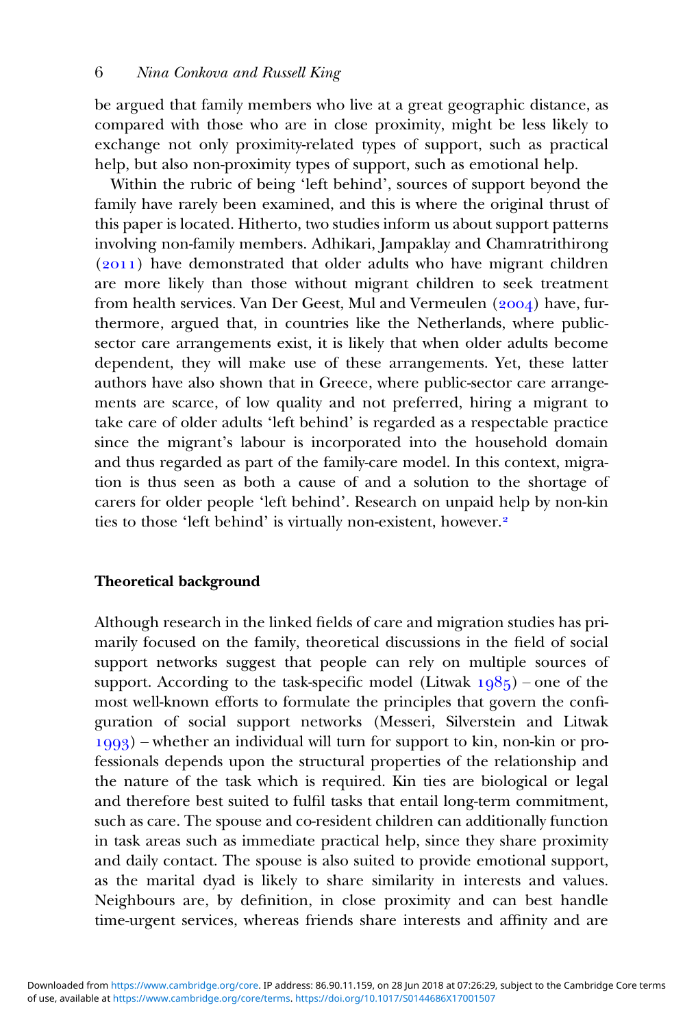be argued that family members who live at a great geographic distance, as compared with those who are in close proximity, might be less likely to exchange not only proximity-related types of support, such as practical help, but also non-proximity types of support, such as emotional help.

Within the rubric of being 'left behind', sources of support beyond the family have rarely been examined, and this is where the original thrust of this paper is located. Hitherto, two studies inform us about support patterns involving non-family members. Adhikari, Jampaklay and Chamratrithirong (2011) have demonstrated that older adults who have migrant children are more likely than those without migrant children to seek treatment from health services. Van Der Geest, Mul and Vermeulen (2004) have, furthermore, argued that, in countries like the Netherlands, where public-sector care arrangements exist, it is likely that when older adults become dependent, they will make use of these arrangements. Yet, these latter authors have also shown that in Greece, where public-sector care arrangements are scarce, of low quality and not preferred, hiring a migrant to take care of older adults 'left behind' is regarded as a respectable practice since the migrant's labour is incorporated into the household domain and thus regarded as part of the family-care model. In this context, migration is thus seen as both a cause of and a solution to the shortage of carers for older people 'left behind'. Research on unpaid help by non-kin ties to those 'left behind' is virtually non-existent, however.[2]

## Theoretical background

Although research in the linked fields of care and migration studies has primarily focused on the family, theoretical discussions in the field of social support networks suggest that people can rely on multiple sources of support. According to the task-specific model (Litwak 1985) – one of the most well-known efforts to formulate the principles that govern the configuration of social support networks (Messeri, Silverstein and Litwak 1993) – whether an individual will turn for support to kin, non-kin or professionals depends upon the structural properties of the relationship and the nature of the task which is required. Kin ties are biological or legal and therefore best suited to fulfil tasks that entail long-term commitment, such as care. The spouse and co-resident children can additionally function in task areas such as immediate practical help, since they share proximity and daily contact. The spouse is also suited to provide emotional support, as the marital dyad is likely to share similarity in interests and values. Neighbours are, by definition, in close proximity and can best handle time-urgent services, whereas friends share interests and affinity and are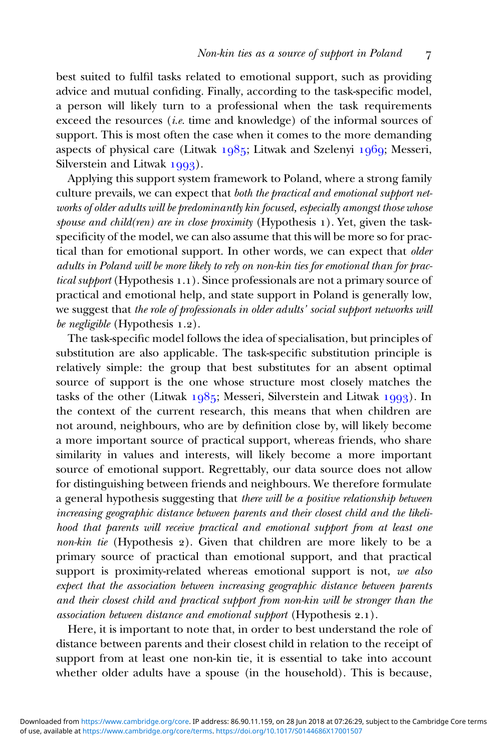best suited to fulfil tasks related to emotional support, such as providing advice and mutual confiding. Finally, according to the task-specific model, a person will likely turn to a professional when the task requirements exceed the resources (*i.e.* time and knowledge) of the informal sources of support. This is most often the case when it comes to the more demanding aspects of physical care (Litwak 1985; Litwak and Szelenyi 1969; Messeri, Silverstein and Litwak 1993).

Applying this support system framework to Poland, where a strong family culture prevails, we can expect that *both the practical and emotional support networks of older adults will be predominantly kin focused, especially amongst those whose spouse and child(ren) are in close proximity* (Hypothesis 1). Yet, given the task-specificity of the model, we can also assume that this will be more so for practical than for emotional support. In other words, we can expect that *older adults in Poland will be more likely to rely on non-kin ties for emotional than for practical support* (Hypothesis 1.1). Since professionals are not a primary source of practical and emotional help, and state support in Poland is generally low, we suggest that *the role of professionals in older adults' social support networks will be negligible* (Hypothesis 1.2).

The task-specific model follows the idea of specialisation, but principles of substitution are also applicable. The task-specific substitution principle is relatively simple: the group that best substitutes for an absent optimal source of support is the one whose structure most closely matches the tasks of the other (Litwak 1985; Messeri, Silverstein and Litwak 1993). In the context of the current research, this means that when children are not around, neighbours, who are by definition close by, will likely become a more important source of practical support, whereas friends, who share similarity in values and interests, will likely become a more important source of emotional support. Regrettably, our data source does not allow for distinguishing between friends and neighbours. We therefore formulate a general hypothesis suggesting that *there will be a positive relationship between increasing geographic distance between parents and their closest child and the likelihood that parents will receive practical and emotional support from at least one non-kin tie* (Hypothesis 2). Given that children are more likely to be a primary source of practical than emotional support, and that practical support is proximity-related whereas emotional support is not, *we also expect that the association between increasing geographic distance between parents and their closest child and practical support from non-kin will be stronger than the association between distance and emotional support* (Hypothesis 2.1).

Here, it is important to note that, in order to best understand the role of distance between parents and their closest child in relation to the receipt of support from at least one non-kin tie, it is essential to take into account whether older adults have a spouse (in the household). This is because,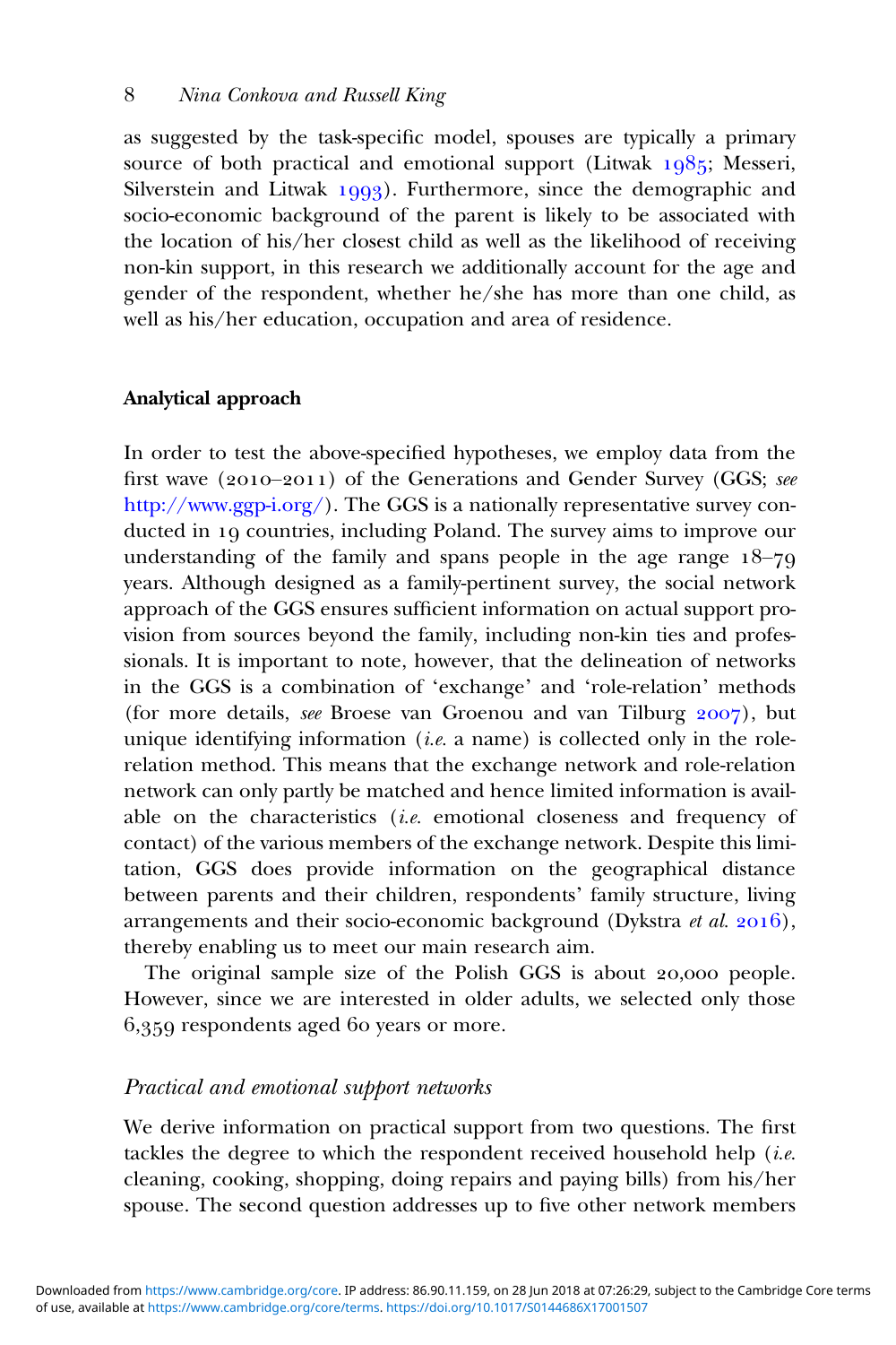as suggested by the task-specific model, spouses are typically a primary source of both practical and emotional support (Litwak 1985; Messeri, Silverstein and Litwak 1993). Furthermore, since the demographic and socio-economic background of the parent is likely to be associated with the location of his/her closest child as well as the likelihood of receiving non-kin support, in this research we additionally account for the age and gender of the respondent, whether he/she has more than one child, as well as his/her education, occupation and area of residence.

### Analytical approach

In order to test the above-specified hypotheses, we employ data from the first wave (2010–2011) of the Generations and Gender Survey (GGS; *see* http://www.ggp-i.org/). The GGS is a nationally representative survey conducted in 19 countries, including Poland. The survey aims to improve our understanding of the family and spans people in the age range 18–79 years. Although designed as a family-pertinent survey, the social network approach of the GGS ensures sufficient information on actual support provision from sources beyond the family, including non-kin ties and professionals. It is important to note, however, that the delineation of networks in the GGS is a combination of 'exchange' and 'role-relation' methods (for more details, *see* Broese van Groenou and van Tilburg 2007), but unique identifying information (*i.e.* a name) is collected only in the role-relation method. This means that the exchange network and role-relation network can only partly be matched and hence limited information is available on the characteristics (*i.e.* emotional closeness and frequency of contact) of the various members of the exchange network. Despite this limitation, GGS does provide information on the geographical distance between parents and their children, respondents' family structure, living arrangements and their socio-economic background (Dykstra *et al.* 2016), thereby enabling us to meet our main research aim.

The original sample size of the Polish GGS is about 20,000 people. However, since we are interested in older adults, we selected only those 6,359 respondents aged 60 years or more.

#### *Practical and emotional support networks*

We derive information on practical support from two questions. The first tackles the degree to which the respondent received household help (*i.e.* cleaning, cooking, shopping, doing repairs and paying bills) from his/her spouse. The second question addresses up to five other network members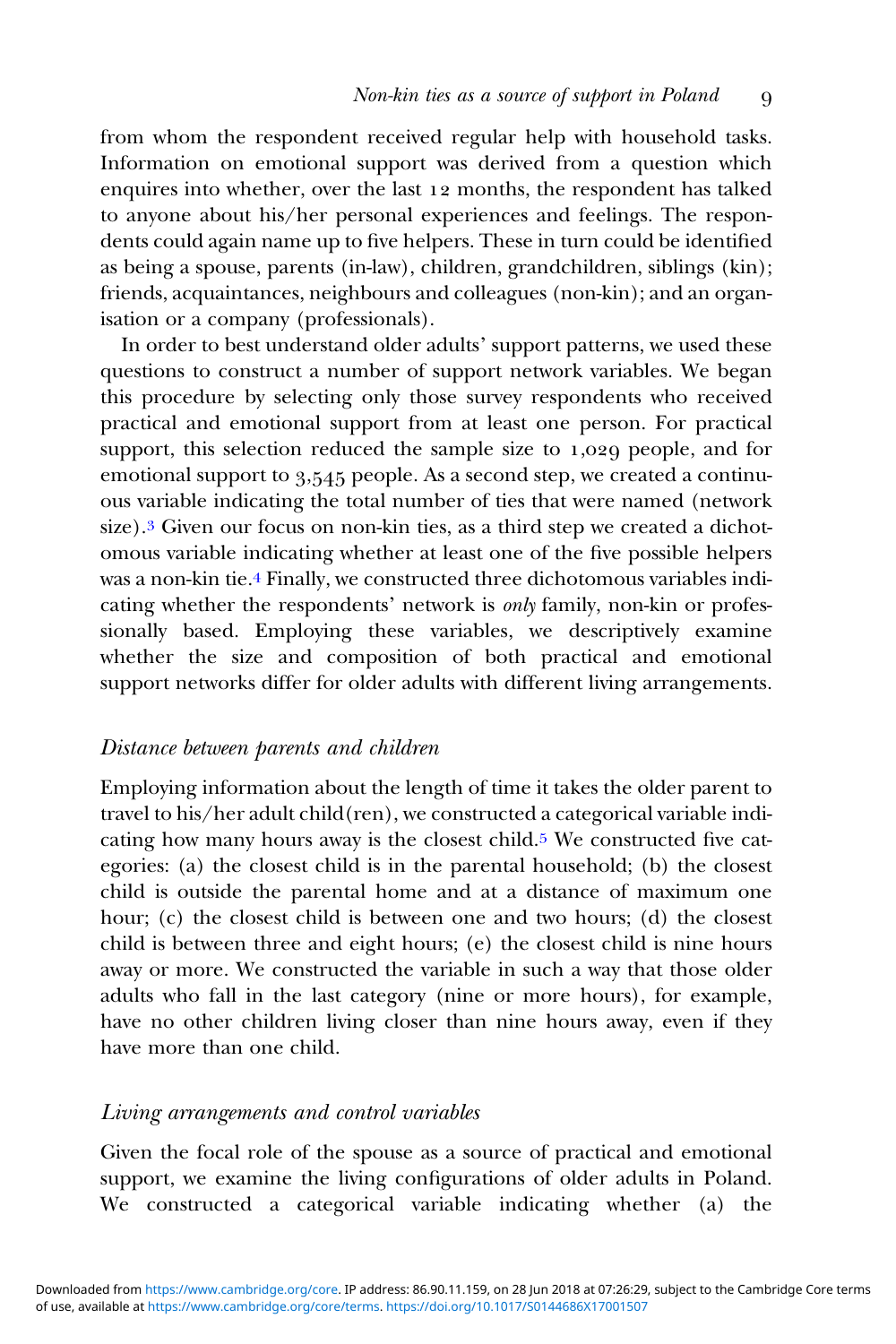from whom the respondent received regular help with household tasks. Information on emotional support was derived from a question which enquires into whether, over the last 12 months, the respondent has talked to anyone about his/her personal experiences and feelings. The respondents could again name up to five helpers. These in turn could be identified as being a spouse, parents (in-law), children, grandchildren, siblings (kin); friends, acquaintances, neighbours and colleagues (non-kin); and an organisation or a company (professionals).

In order to best understand older adults' support patterns, we used these questions to construct a number of support network variables. We began this procedure by selecting only those survey respondents who received practical and emotional support from at least one person. For practical support, this selection reduced the sample size to 1,029 people, and for emotional support to 3,545 people. As a second step, we created a continuous variable indicating the total number of ties that were named (network size).[3] Given our focus on non-kin ties, as a third step we created a dichotomous variable indicating whether at least one of the five possible helpers was a non-kin tie.[4] Finally, we constructed three dichotomous variables indicating whether the respondents' network is *only* family, non-kin or professionally based. Employing these variables, we descriptively examine whether the size and composition of both practical and emotional support networks differ for older adults with different living arrangements.

### *Distance between parents and children*

Employing information about the length of time it takes the older parent to travel to his/her adult child(ren), we constructed a categorical variable indicating how many hours away is the closest child.[5] We constructed five categories: (a) the closest child is in the parental household; (b) the closest child is outside the parental home and at a distance of maximum one hour; (c) the closest child is between one and two hours; (d) the closest child is between three and eight hours; (e) the closest child is nine hours away or more. We constructed the variable in such a way that those older adults who fall in the last category (nine or more hours), for example, have no other children living closer than nine hours away, even if they have more than one child.

### *Living arrangements and control variables*

Given the focal role of the spouse as a source of practical and emotional support, we examine the living configurations of older adults in Poland. We constructed a categorical variable indicating whether (a) the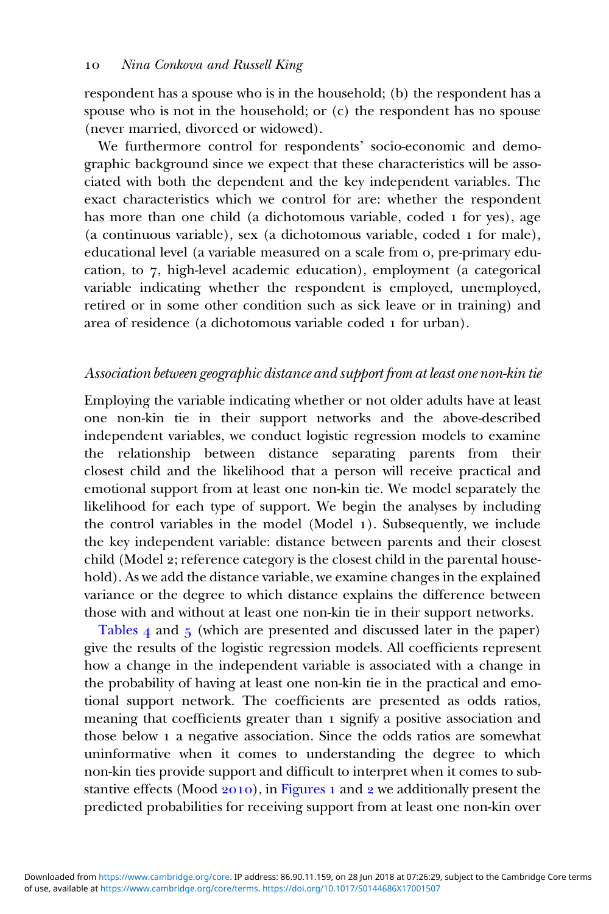respondent has a spouse who is in the household; (b) the respondent has a spouse who is not in the household; or (c) the respondent has no spouse (never married, divorced or widowed).

We furthermore control for respondents' socio-economic and demographic background since we expect that these characteristics will be associated with both the dependent and the key independent variables. The exact characteristics which we control for are: whether the respondent has more than one child (a dichotomous variable, coded 1 for yes), age (a continuous variable), sex (a dichotomous variable, coded 1 for male), educational level (a variable measured on a scale from 0, pre-primary education, to 7, high-level academic education), employment (a categorical variable indicating whether the respondent is employed, unemployed, retired or in some other condition such as sick leave or in training) and area of residence (a dichotomous variable coded 1 for urban).

### *Association between geographic distance and support from at least one non-kin tie*

Employing the variable indicating whether or not older adults have at least one non-kin tie in their support networks and the above-described independent variables, we conduct logistic regression models to examine the relationship between distance separating parents from their closest child and the likelihood that a person will receive practical and emotional support from at least one non-kin tie. We model separately the likelihood for each type of support. We begin the analyses by including the control variables in the model (Model 1). Subsequently, we include the key independent variable: distance between parents and their closest child (Model 2; reference category is the closest child in the parental household). As we add the distance variable, we examine changes in the explained variance or the degree to which distance explains the difference between those with and without at least one non-kin tie in their support networks.

Tables 4 and 5 (which are presented and discussed later in the paper) give the results of the logistic regression models. All coefficients represent how a change in the independent variable is associated with a change in the probability of having at least one non-kin tie in the practical and emotional support network. The coefficients are presented as odds ratios, meaning that coefficients greater than 1 signify a positive association and those below 1 a negative association. Since the odds ratios are somewhat uninformative when it comes to understanding the degree to which non-kin ties provide support and difficult to interpret when it comes to substantive effects (Mood 2010), in Figures 1 and 2 we additionally present the predicted probabilities for receiving support from at least one non-kin over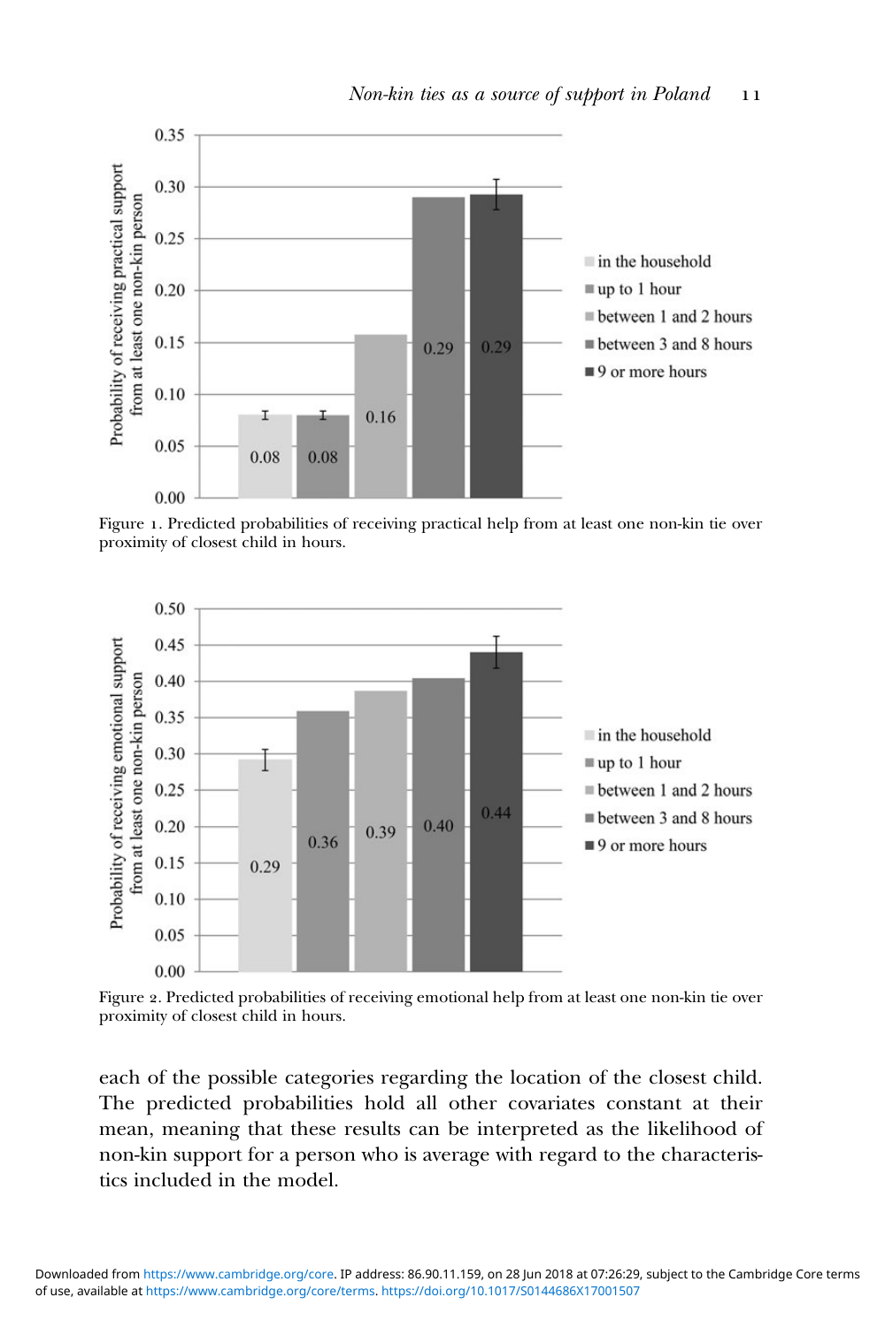Figure 1. Predicted probabilities of receiving practical help from at least one non-kin tie over proximity of closest child in hours.

Figure 2. Predicted probabilities of receiving emotional help from at least one non-kin tie over proximity of closest child in hours.

each of the possible categories regarding the location of the closest child. The predicted probabilities hold all other covariates constant at their mean, meaning that these results can be interpreted as the likelihood of non-kin support for a person who is average with regard to the characteristics included in the model.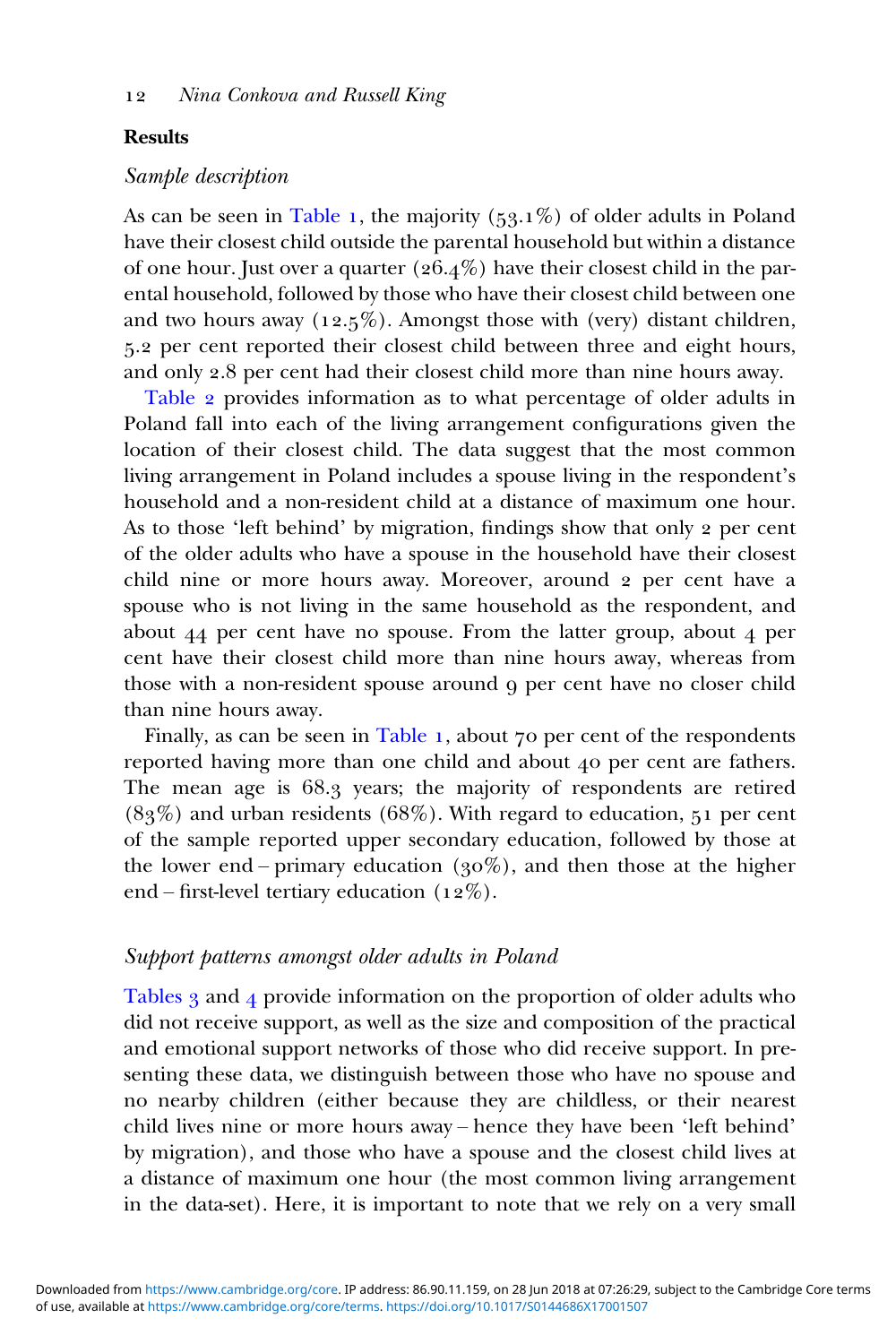## Results

### *Sample description*

As can be seen in Table 1, the majority (53.1%) of older adults in Poland have their closest child outside the parental household but within a distance of one hour. Just over a quarter (26.4%) have their closest child in the parental household, followed by those who have their closest child between one and two hours away (12.5%). Amongst those with (very) distant children, 5.2 per cent reported their closest child between three and eight hours, and only 2.8 per cent had their closest child more than nine hours away.

Table 2 provides information as to what percentage of older adults in Poland fall into each of the living arrangement configurations given the location of their closest child. The data suggest that the most common living arrangement in Poland includes a spouse living in the respondent's household and a non-resident child at a distance of maximum one hour. As to those 'left behind' by migration, findings show that only 2 per cent of the older adults who have a spouse in the household have their closest child nine or more hours away. Moreover, around 2 per cent have a spouse who is not living in the same household as the respondent, and about 44 per cent have no spouse. From the latter group, about 4 per cent have their closest child more than nine hours away, whereas from those with a non-resident spouse around 9 per cent have no closer child than nine hours away.

Finally, as can be seen in Table 1, about 70 per cent of the respondents reported having more than one child and about 40 per cent are fathers. The mean age is 68.3 years; the majority of respondents are retired (83%) and urban residents (68%). With regard to education, 51 per cent of the sample reported upper secondary education, followed by those at the lower end – primary education (30%), and then those at the higher end – first-level tertiary education (12%).

### *Support patterns amongst older adults in Poland*

Tables 3 and 4 provide information on the proportion of older adults who did not receive support, as well as the size and composition of the practical and emotional support networks of those who did receive support. In presenting these data, we distinguish between those who have no spouse and no nearby children (either because they are childless, or their nearest child lives nine or more hours away – hence they have been 'left behind' by migration), and those who have a spouse and the closest child lives at a distance of maximum one hour (the most common living arrangement in the data-set). Here, it is important to note that we rely on a very small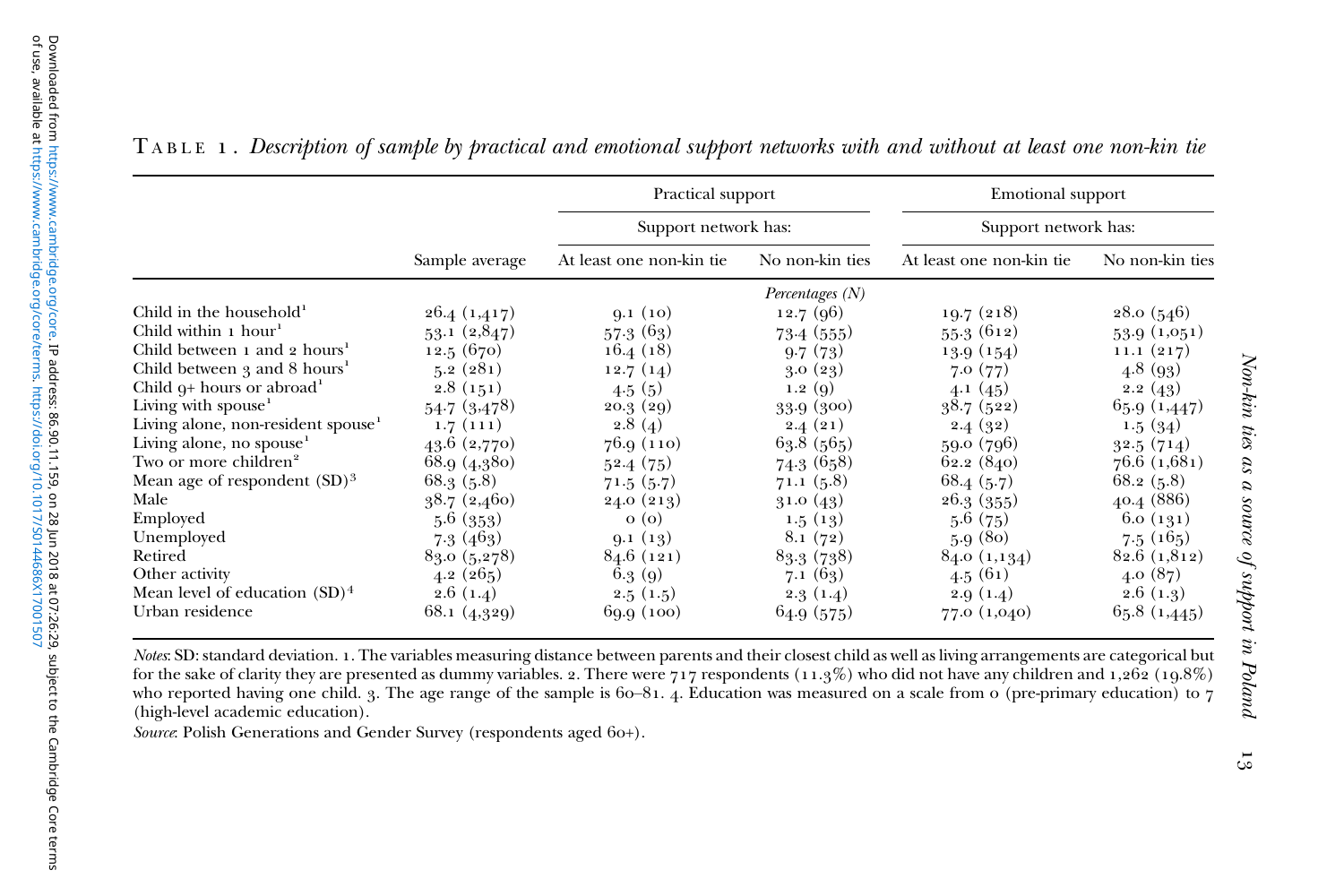Table 1. *Description of sample by practical and emotional support networks with and without at least one non-kin tie*

| | Sample average | Practical support | | Emotional support | |
|---|---|---|---|---|---|
| | | Support network has: | | Support network has: | |
| | | At least one non-kin tie | No non-kin ties | At least one non-kin tie | No non-kin ties |
| | | *Percentages (N)* | | | |
| Child in the household[1] | 26.4 (1,417) | 9.1 (10) | 12.7 (96) | 19.7 (218) | 28.0 (546) |
| Child within 1 hour[1] | 53.1 (2,847) | 57.3 (63) | 73.4 (555) | 55.3 (612) | 53.9 (1,051) |
| Child between 1 and 2 hours[1] | 12.5 (670) | 16.4 (18) | 9.7 (73) | 13.9 (154) | 11.1 (217) |
| Child between 3 and 8 hours[1] | 5.2 (281) | 12.7 (14) | 3.0 (23) | 7.0 (77) | 4.8 (93) |
| Child 9+ hours or abroad[1] | 2.8 (151) | 4.5 (5) | 1.2 (9) | 4.1 (45) | 2.2 (43) |
| Living with spouse[1] | 54.7 (3,478) | 20.3 (29) | 33.9 (300) | 38.7 (522) | 65.9 (1,447) |
| Living alone, non-resident spouse[1] | 1.7 (111) | 2.8 (4) | 2.4 (21) | 2.4 (32) | 1.5 (34) |
| Living alone, no spouse[1] | 43.6 (2,770) | 76.9 (110) | 63.8 (565) | 59.0 (796) | 32.5 (714) |
| Two or more children[2] | 68.9 (4,380) | 52.4 (75) | 74.3 (658) | 62.2 (840) | 76.6 (1,681) |
| Mean age of respondent (SD)[3] | 68.3 (5.8) | 71.5 (5.7) | 71.1 (5.8) | 68.4 (5.7) | 68.2 (5.8) |
| Male | 38.7 (2,460) | 24.0 (213) | 31.0 (43) | 26.3 (355) | 40.4 (886) |
| Employed | 5.6 (353) | 0 (0) | 1.5 (13) | 5.6 (75) | 6.0 (131) |
| Unemployed | 7.3 (463) | 9.1 (13) | 8.1 (72) | 5.9 (80) | 7.5 (165) |
| Retired | 83.0 (5,278) | 84.6 (121) | 83.3 (738) | 84.0 (1,134) | 82.6 (1,812) |
| Other activity | 4.2 (265) | 6.3 (9) | 7.1 (63) | 4.5 (61) | 4.0 (87) |
| Mean level of education (SD)[4] | 2.6 (1.4) | 2.5 (1.5) | 2.3 (1.4) | 2.9 (1.4) | 2.6 (1.3) |
| Urban residence | 68.1 (4,329) | 69.9 (100) | 64.9 (575) | 77.0 (1,040) | 65.8 (1,445) |

*Notes*: SD: standard deviation. 1. The variables measuring distance between parents and their closest child as well as living arrangements are categorical but for the sake of clarity they are presented as dummy variables. 2. There were 717 respondents (11.3%) who did not have any children and 1,262 (19.8%) who reported having one child. 3. The age range of the sample is 60–81. 4. Education was measured on a scale from 0 (pre-primary education) to 7 (high-level academic education).

*Source*: Polish Generations and Gender Survey (respondents aged 60+).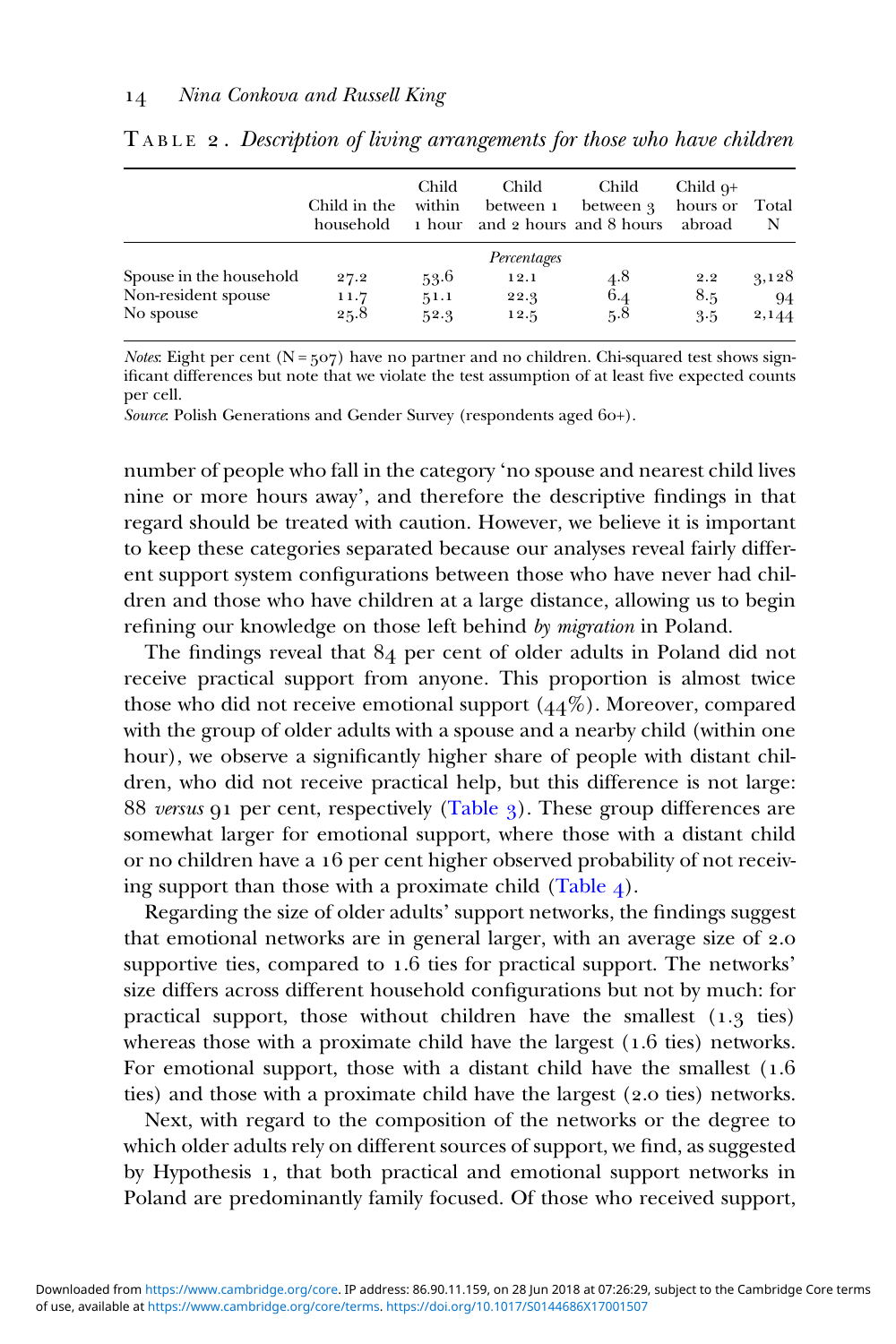TABLE 2. *Description of living arrangements for those who have children*

| | Child in the household | Child within 1 hour | Child between 1 and 2 hours | Child between 3 and 8 hours | Child 9+ hours or abroad | Total N |
|---|---|---|---|---|---|---|
| | | | *Percentages* | | | |
| Spouse in the household | 27.2 | 53.6 | 12.1 | 4.8 | 2.2 | 3,128 |
| Non-resident spouse | 11.7 | 51.1 | 22.3 | 6.4 | 8.5 | 94 |
| No spouse | 25.8 | 52.3 | 12.5 | 5.8 | 3.5 | 2,144 |

*Notes*: Eight per cent (N = 507) have no partner and no children. Chi-squared test shows significant differences but note that we violate the test assumption of at least five expected counts per cell.
*Source*: Polish Generations and Gender Survey (respondents aged 60+).

number of people who fall in the category 'no spouse and nearest child lives nine or more hours away', and therefore the descriptive findings in that regard should be treated with caution. However, we believe it is important to keep these categories separated because our analyses reveal fairly different support system configurations between those who have never had children and those who have children at a large distance, allowing us to begin refining our knowledge on those left behind *by migration* in Poland.

The findings reveal that 84 per cent of older adults in Poland did not receive practical support from anyone. This proportion is almost twice those who did not receive emotional support (44%). Moreover, compared with the group of older adults with a spouse and a nearby child (within one hour), we observe a significantly higher share of people with distant children, who did not receive practical help, but this difference is not large: 88 *versus* 91 per cent, respectively (Table 3). These group differences are somewhat larger for emotional support, where those with a distant child or no children have a 16 per cent higher observed probability of not receiving support than those with a proximate child (Table 4).

Regarding the size of older adults' support networks, the findings suggest that emotional networks are in general larger, with an average size of 2.0 supportive ties, compared to 1.6 ties for practical support. The networks' size differs across different household configurations but not by much: for practical support, those without children have the smallest (1.3 ties) whereas those with a proximate child have the largest (1.6 ties) networks. For emotional support, those with a distant child have the smallest (1.6 ties) and those with a proximate child have the largest (2.0 ties) networks.

Next, with regard to the composition of the networks or the degree to which older adults rely on different sources of support, we find, as suggested by Hypothesis 1, that both practical and emotional support networks in Poland are predominantly family focused. Of those who received support,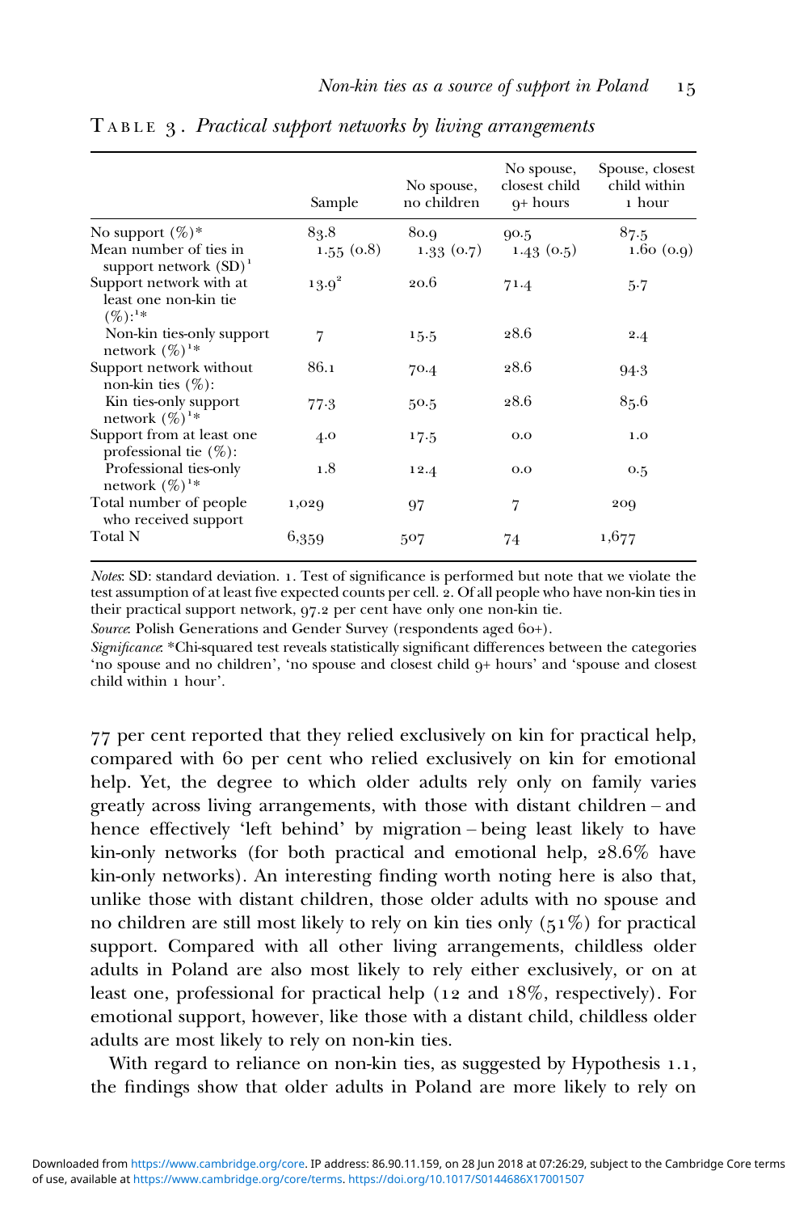TABLE 3. *Practical support networks by living arrangements*

| | Sample | No spouse, no children | No spouse, closest child 9+ hours | Spouse, closest child within 1 hour |
|---|---|---|---|---|
| No support (%)* | 83.8 | 80.9 | 90.5 | 87.5 |
| Mean number of ties in support network (SD)[1] | 1.55 (0.8) | 1.33 (0.7) | 1.43 (0.5) | 1.60 (0.9) |
| Support network with at least one non-kin tie (%):[1]* | 13.9[2] | 20.6 | 71.4 | 5.7 |
| Non-kin ties-only support network (%)[1]* | 7 | 15.5 | 28.6 | 2.4 |
| Support network without non-kin ties (%): | 86.1 | 70.4 | 28.6 | 94.3 |
| Kin ties-only support network (%)[1]* | 77.3 | 50.5 | 28.6 | 85.6 |
| Support from at least one professional tie (%): | 4.0 | 17.5 | 0.0 | 1.0 |
| Professional ties-only network (%)[1]* | 1.8 | 12.4 | 0.0 | 0.5 |
| Total number of people who received support | 1,029 | 97 | 7 | 209 |
| Total N | 6,359 | 507 | 74 | 1,677 |

*Notes*: SD: standard deviation. 1. Test of significance is performed but note that we violate the test assumption of at least five expected counts per cell. 2. Of all people who have non-kin ties in their practical support network, 97.2 per cent have only one non-kin tie.

*Source*: Polish Generations and Gender Survey (respondents aged 60+).

*Significance*: *Chi-squared test reveals statistically significant differences between the categories 'no spouse and no children', 'no spouse and closest child 9+ hours' and 'spouse and closest child within 1 hour'.

77 per cent reported that they relied exclusively on kin for practical help, compared with 60 per cent who relied exclusively on kin for emotional help. Yet, the degree to which older adults rely only on family varies greatly across living arrangements, with those with distant children – and hence effectively 'left behind' by migration – being least likely to have kin-only networks (for both practical and emotional help, 28.6% have kin-only networks). An interesting finding worth noting here is also that, unlike those with distant children, those older adults with no spouse and no children are still most likely to rely on kin ties only (51%) for practical support. Compared with all other living arrangements, childless older adults in Poland are also most likely to rely either exclusively, or on at least one, professional for practical help (12 and 18%, respectively). For emotional support, however, like those with a distant child, childless older adults are most likely to rely on non-kin ties.

With regard to reliance on non-kin ties, as suggested by Hypothesis 1.1, the findings show that older adults in Poland are more likely to rely on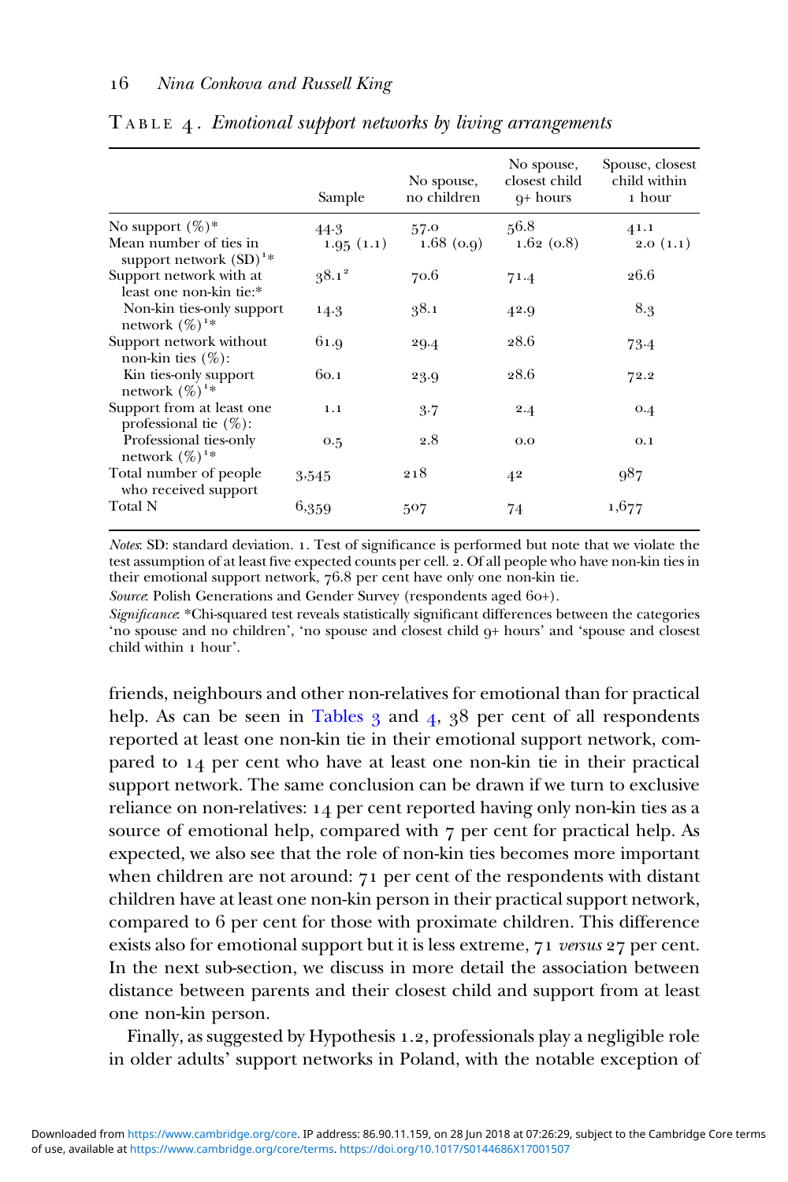TABLE 4. *Emotional support networks by living arrangements*

| | Sample | No spouse, no children | No spouse, closest child 9+ hours | Spouse, closest child within 1 hour |
|---|---|---|---|---|
| No support (%)* | 44.3 | 57.0 | 56.8 | 41.1 |
| Mean number of ties in support network (SD)[1]* | 1.95 (1.1) | 1.68 (0.9) | 1.62 (0.8) | 2.0 (1.1) |
| Support network with at least one non-kin tie:* | 38.1[2] | 70.6 | 71.4 | 26.6 |
| Non-kin ties-only support network (%)[1]* | 14.3 | 38.1 | 42.9 | 8.3 |
| Support network without non-kin ties (%): | 61.9 | 29.4 | 28.6 | 73.4 |
| Kin ties-only support network (%)[1]* | 60.1 | 23.9 | 28.6 | 72.2 |
| Support from at least one professional tie (%): | 1.1 | 3.7 | 2.4 | 0.4 |
| Professional ties-only network (%)[1]* | 0.5 | 2.8 | 0.0 | 0.1 |
| Total number of people who received support | 3,545 | 218 | 42 | 987 |
| Total N | 6,359 | 507 | 74 | 1,677 |

*Notes*: SD: standard deviation. 1. Test of significance is performed but note that we violate the test assumption of at least five expected counts per cell. 2. Of all people who have non-kin ties in their emotional support network, 76.8 per cent have only one non-kin tie.

*Source*: Polish Generations and Gender Survey (respondents aged 60+).

*Significance*: *Chi-squared test reveals statistically significant differences between the categories 'no spouse and no children', 'no spouse and closest child 9+ hours' and 'spouse and closest child within 1 hour'.

friends, neighbours and other non-relatives for emotional than for practical help. As can be seen in Tables 3 and 4, 38 per cent of all respondents reported at least one non-kin tie in their emotional support network, compared to 14 per cent who have at least one non-kin tie in their practical support network. The same conclusion can be drawn if we turn to exclusive reliance on non-relatives: 14 per cent reported having only non-kin ties as a source of emotional help, compared with 7 per cent for practical help. As expected, we also see that the role of non-kin ties becomes more important when children are not around: 71 per cent of the respondents with distant children have at least one non-kin person in their practical support network, compared to 6 per cent for those with proximate children. This difference exists also for emotional support but it is less extreme, 71 *versus* 27 per cent. In the next sub-section, we discuss in more detail the association between distance between parents and their closest child and support from at least one non-kin person.

Finally, as suggested by Hypothesis 1.2, professionals play a negligible role in older adults' support networks in Poland, with the notable exception of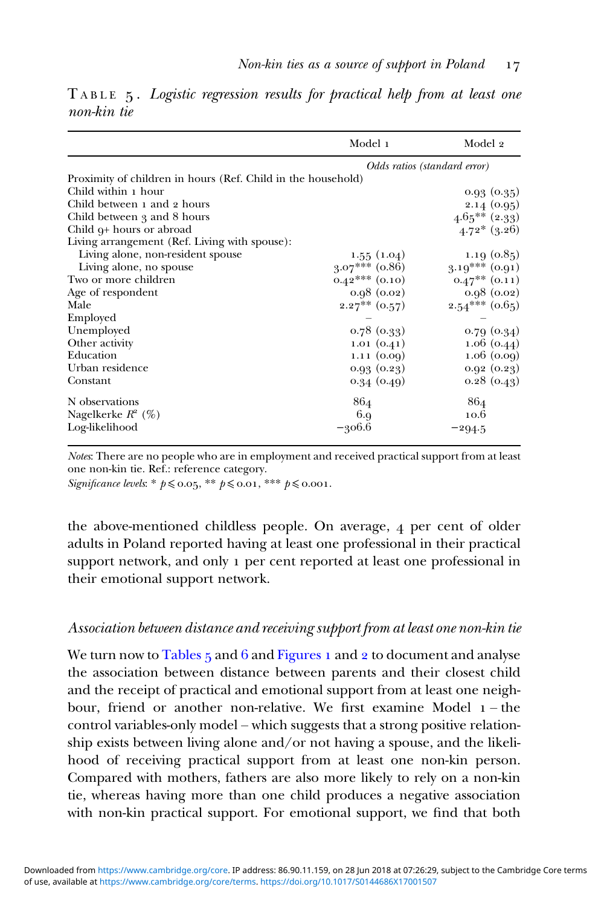TABLE 5. *Logistic regression results for practical help from at least one non-kin tie*

| | Model 1 | Model 2 |
|---|---|---|
| | *Odds ratios (standard error)* | |
| Proximity of children in hours (Ref. Child in the household) | | |
| Child within 1 hour | | 0.93 (0.35) |
| Child between 1 and 2 hours | | 2.14 (0.95) |
| Child between 3 and 8 hours | | 4.65** (2.33) |
| Child 9+ hours or abroad | | 4.72* (3.26) |
| Living arrangement (Ref. Living with spouse): | | |
| Living alone, non-resident spouse | 1.55 (1.04) | 1.19 (0.85) |
| Living alone, no spouse | 3.07*** (0.86) | 3.19*** (0.91) |
| Two or more children | 0.42*** (0.10) | 0.47** (0.11) |
| Age of respondent | 0.98 (0.02) | 0.98 (0.02) |
| Male | 2.27** (0.57) | 2.54*** (0.65) |
| Employed | – | – |
| Unemployed | 0.78 (0.33) | 0.79 (0.34) |
| Other activity | 1.01 (0.41) | 1.06 (0.44) |
| Education | 1.11 (0.09) | 1.06 (0.09) |
| Urban residence | 0.93 (0.23) | 0.92 (0.23) |
| Constant | 0.34 (0.49) | 0.28 (0.43) |
| N observations | 864 | 864 |
| Nagelkerke $R^2$ (%) | 6.9 | 10.6 |
| Log-likelihood | −306.6 | −294.5 |

*Notes*: There are no people who are in employment and received practical support from at least one non-kin tie. Ref.: reference category.
*Significance levels*: * $p \leqslant 0.05$, ** $p \leqslant 0.01$, *** $p \leqslant 0.001$.

the above-mentioned childless people. On average, 4 per cent of older adults in Poland reported having at least one professional in their practical support network, and only 1 per cent reported at least one professional in their emotional support network.

### *Association between distance and receiving support from at least one non-kin tie*

We turn now to Tables 5 and 6 and Figures 1 and 2 to document and analyse the association between distance between parents and their closest child and the receipt of practical and emotional support from at least one neighbour, friend or another non-relative. We first examine Model 1 – the control variables-only model – which suggests that a strong positive relationship exists between living alone and/or not having a spouse, and the likelihood of receiving practical support from at least one non-kin person. Compared with mothers, fathers are also more likely to rely on a non-kin tie, whereas having more than one child produces a negative association with non-kin practical support. For emotional support, we find that both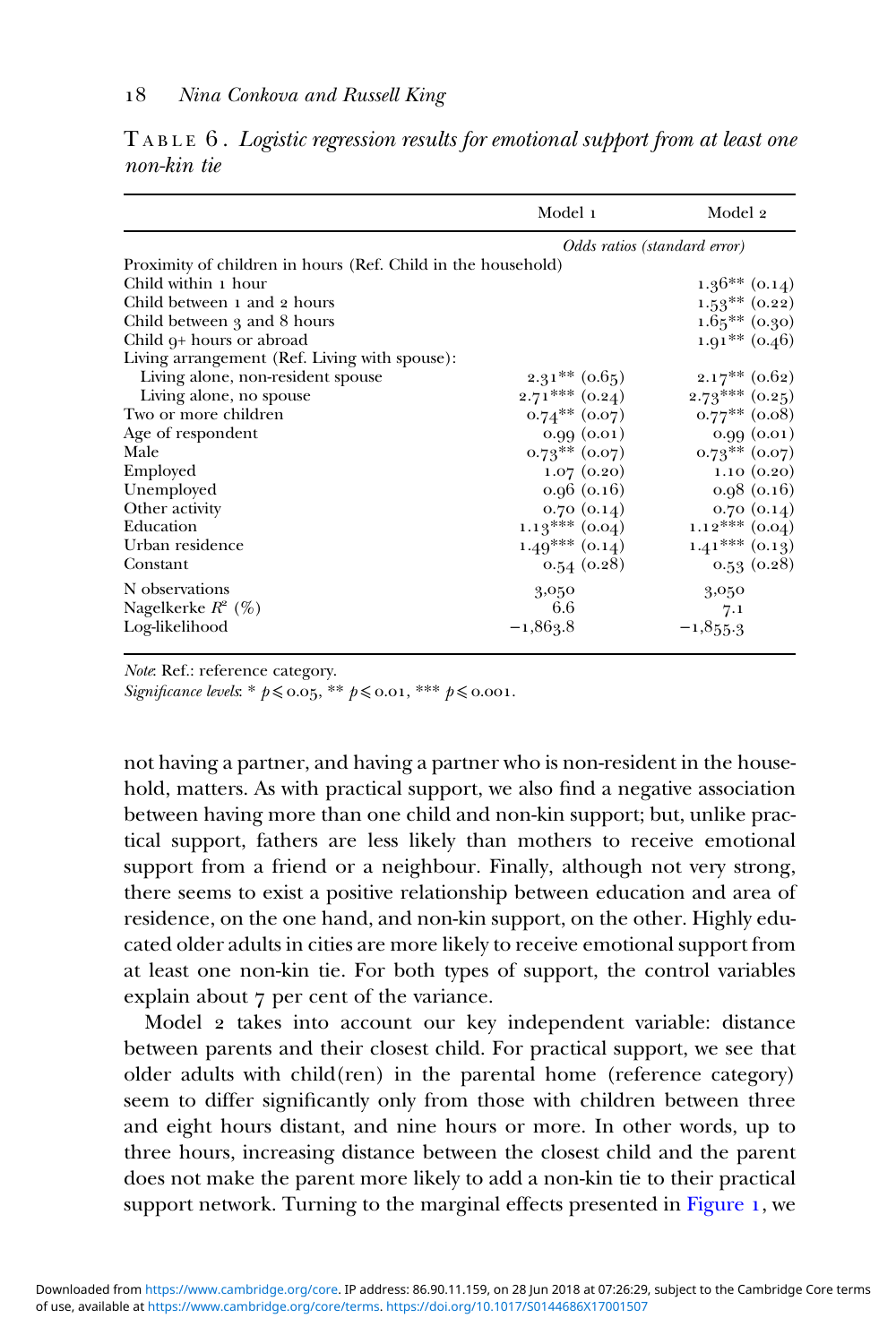TABLE 6. *Logistic regression results for emotional support from at least one non-kin tie*

| | Model 1 | Model 2 |
|---|---|---|
| | *Odds ratios (standard error)* | |
| Proximity of children in hours (Ref. Child in the household) | | |
| Child within 1 hour | | 1.36** (0.14) |
| Child between 1 and 2 hours | | 1.53** (0.22) |
| Child between 3 and 8 hours | | 1.65** (0.30) |
| Child 9+ hours or abroad | | 1.91** (0.46) |
| Living arrangement (Ref. Living with spouse): | | |
| Living alone, non-resident spouse | 2.31** (0.65) | 2.17** (0.62) |
| Living alone, no spouse | 2.71*** (0.24) | 2.73*** (0.25) |
| Two or more children | 0.74** (0.07) | 0.77** (0.08) |
| Age of respondent | 0.99 (0.01) | 0.99 (0.01) |
| Male | 0.73** (0.07) | 0.73** (0.07) |
| Employed | 1.07 (0.20) | 1.10 (0.20) |
| Unemployed | 0.96 (0.16) | 0.98 (0.16) |
| Other activity | 0.70 (0.14) | 0.70 (0.14) |
| Education | 1.13*** (0.04) | 1.12*** (0.04) |
| Urban residence | 1.49*** (0.14) | 1.41*** (0.13) |
| Constant | 0.54 (0.28) | 0.53 (0.28) |
| N observations | 3,050 | 3,050 |
| Nagelkerke $R^2$ (%) | 6.6 | 7.1 |
| Log-likelihood | −1,863.8 | −1,855.3 |

*Note*: Ref.: reference category.
*Significance levels*: * $p \leqslant 0.05$, ** $p \leqslant 0.01$, *** $p \leqslant 0.001$.

not having a partner, and having a partner who is non-resident in the household, matters. As with practical support, we also find a negative association between having more than one child and non-kin support; but, unlike practical support, fathers are less likely than mothers to receive emotional support from a friend or a neighbour. Finally, although not very strong, there seems to exist a positive relationship between education and area of residence, on the one hand, and non-kin support, on the other. Highly educated older adults in cities are more likely to receive emotional support from at least one non-kin tie. For both types of support, the control variables explain about 7 per cent of the variance.

Model 2 takes into account our key independent variable: distance between parents and their closest child. For practical support, we see that older adults with child(ren) in the parental home (reference category) seem to differ significantly only from those with children between three and eight hours distant, and nine hours or more. In other words, up to three hours, increasing distance between the closest child and the parent does not make the parent more likely to add a non-kin tie to their practical support network. Turning to the marginal effects presented in Figure 1, we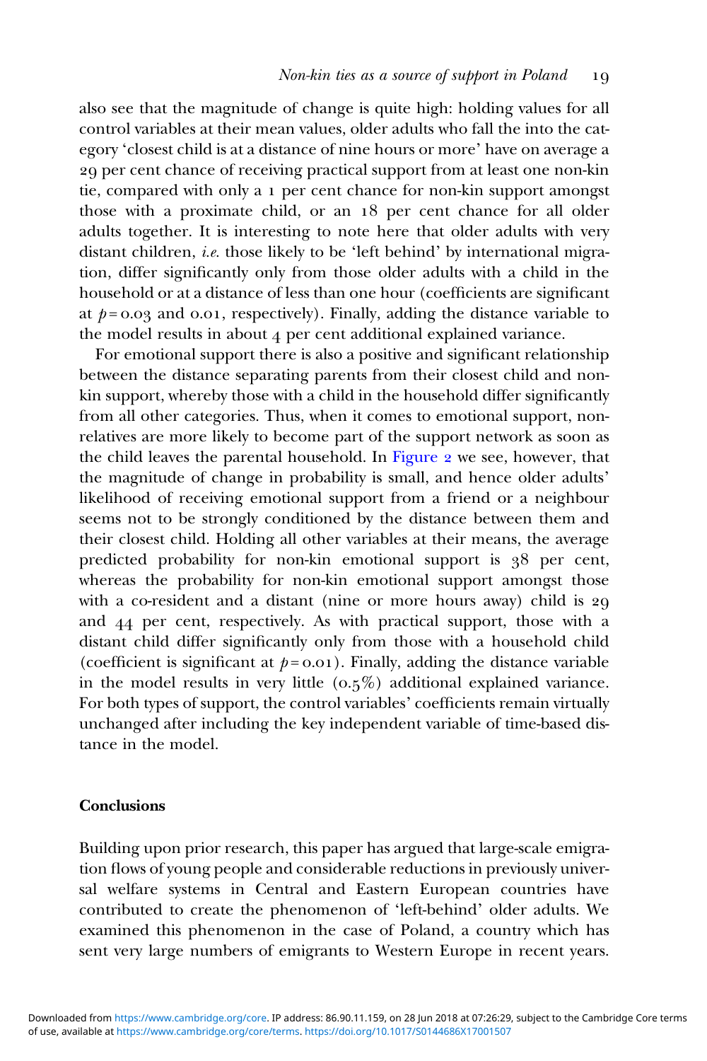also see that the magnitude of change is quite high: holding values for all control variables at their mean values, older adults who fall the into the category 'closest child is at a distance of nine hours or more' have on average a 29 per cent chance of receiving practical support from at least one non-kin tie, compared with only a 1 per cent chance for non-kin support amongst those with a proximate child, or an 18 per cent chance for all older adults together. It is interesting to note here that older adults with very distant children, *i.e.* those likely to be 'left behind' by international migration, differ significantly only from those older adults with a child in the household or at a distance of less than one hour (coefficients are significant at $p = 0.03$ and 0.01, respectively). Finally, adding the distance variable to the model results in about 4 per cent additional explained variance.

For emotional support there is also a positive and significant relationship between the distance separating parents from their closest child and non-kin support, whereby those with a child in the household differ significantly from all other categories. Thus, when it comes to emotional support, non-relatives are more likely to become part of the support network as soon as the child leaves the parental household. In Figure 2 we see, however, that the magnitude of change in probability is small, and hence older adults' likelihood of receiving emotional support from a friend or a neighbour seems not to be strongly conditioned by the distance between them and their closest child. Holding all other variables at their means, the average predicted probability for non-kin emotional support is 38 per cent, whereas the probability for non-kin emotional support amongst those with a co-resident and a distant (nine or more hours away) child is 29 and 44 per cent, respectively. As with practical support, those with a distant child differ significantly only from those with a household child (coefficient is significant at $p = 0.01$). Finally, adding the distance variable in the model results in very little (0.5%) additional explained variance. For both types of support, the control variables' coefficients remain virtually unchanged after including the key independent variable of time-based distance in the model.

## Conclusions

Building upon prior research, this paper has argued that large-scale emigration flows of young people and considerable reductions in previously universal welfare systems in Central and Eastern European countries have contributed to create the phenomenon of 'left-behind' older adults. We examined this phenomenon in the case of Poland, a country which has sent very large numbers of emigrants to Western Europe in recent years.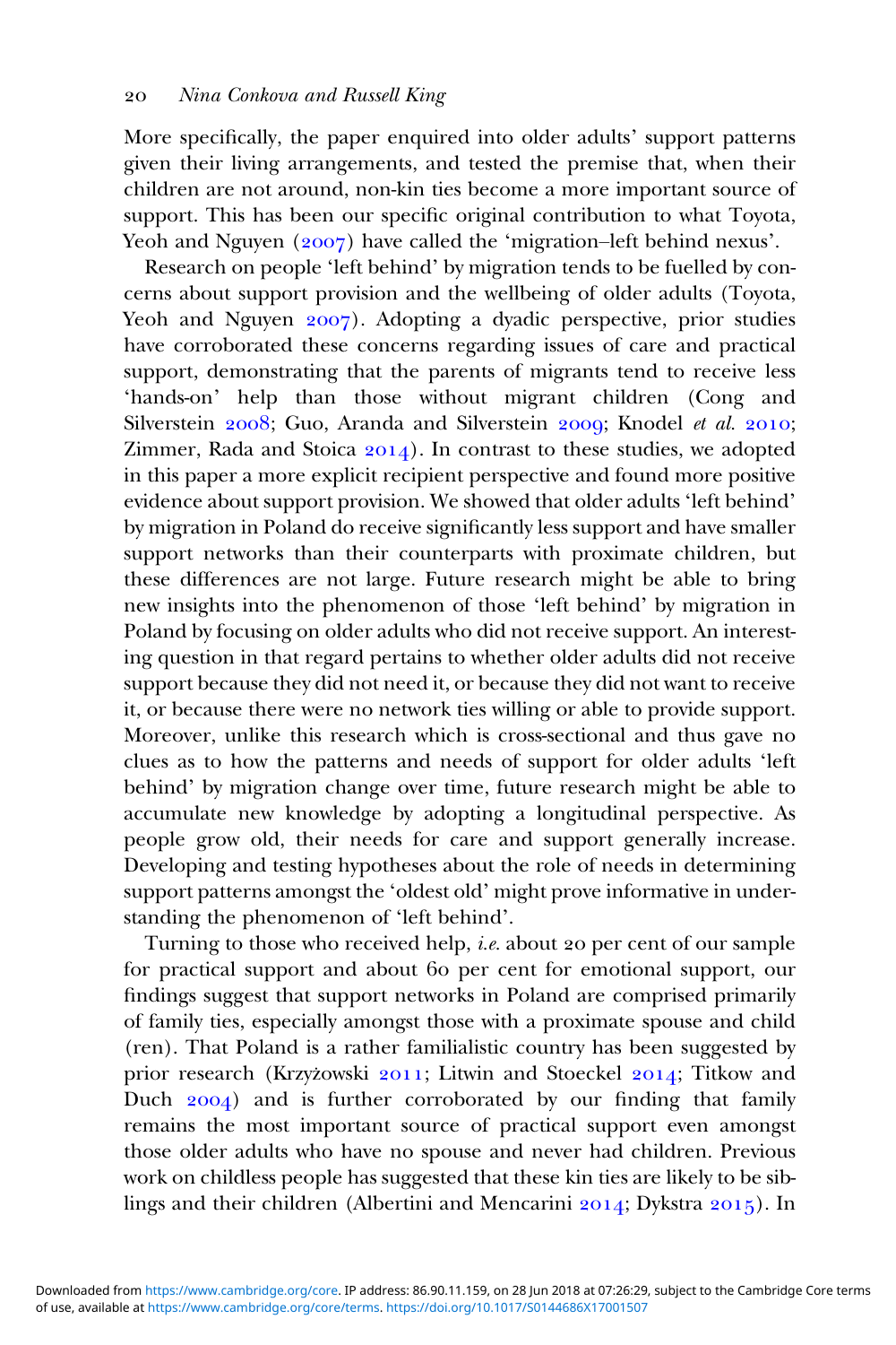More specifically, the paper enquired into older adults' support patterns given their living arrangements, and tested the premise that, when their children are not around, non-kin ties become a more important source of support. This has been our specific original contribution to what Toyota, Yeoh and Nguyen (2007) have called the 'migration–left behind nexus'.

Research on people 'left behind' by migration tends to be fuelled by concerns about support provision and the wellbeing of older adults (Toyota, Yeoh and Nguyen 2007). Adopting a dyadic perspective, prior studies have corroborated these concerns regarding issues of care and practical support, demonstrating that the parents of migrants tend to receive less 'hands-on' help than those without migrant children (Cong and Silverstein 2008; Guo, Aranda and Silverstein 2009; Knodel *et al.* 2010; Zimmer, Rada and Stoica 2014). In contrast to these studies, we adopted in this paper a more explicit recipient perspective and found more positive evidence about support provision. We showed that older adults 'left behind' by migration in Poland do receive significantly less support and have smaller support networks than their counterparts with proximate children, but these differences are not large. Future research might be able to bring new insights into the phenomenon of those 'left behind' by migration in Poland by focusing on older adults who did not receive support. An interesting question in that regard pertains to whether older adults did not receive support because they did not need it, or because they did not want to receive it, or because there were no network ties willing or able to provide support. Moreover, unlike this research which is cross-sectional and thus gave no clues as to how the patterns and needs of support for older adults 'left behind' by migration change over time, future research might be able to accumulate new knowledge by adopting a longitudinal perspective. As people grow old, their needs for care and support generally increase. Developing and testing hypotheses about the role of needs in determining support patterns amongst the 'oldest old' might prove informative in understanding the phenomenon of 'left behind'.

Turning to those who received help, *i.e.* about 20 per cent of our sample for practical support and about 60 per cent for emotional support, our findings suggest that support networks in Poland are comprised primarily of family ties, especially amongst those with a proximate spouse and child(ren). That Poland is a rather familialistic country has been suggested by prior research (Krzyżowski 2011; Litwin and Stoeckel 2014; Titkow and Duch 2004) and is further corroborated by our finding that family remains the most important source of practical support even amongst those older adults who have no spouse and never had children. Previous work on childless people has suggested that these kin ties are likely to be siblings and their children (Albertini and Mencarini 2014; Dykstra 2015). In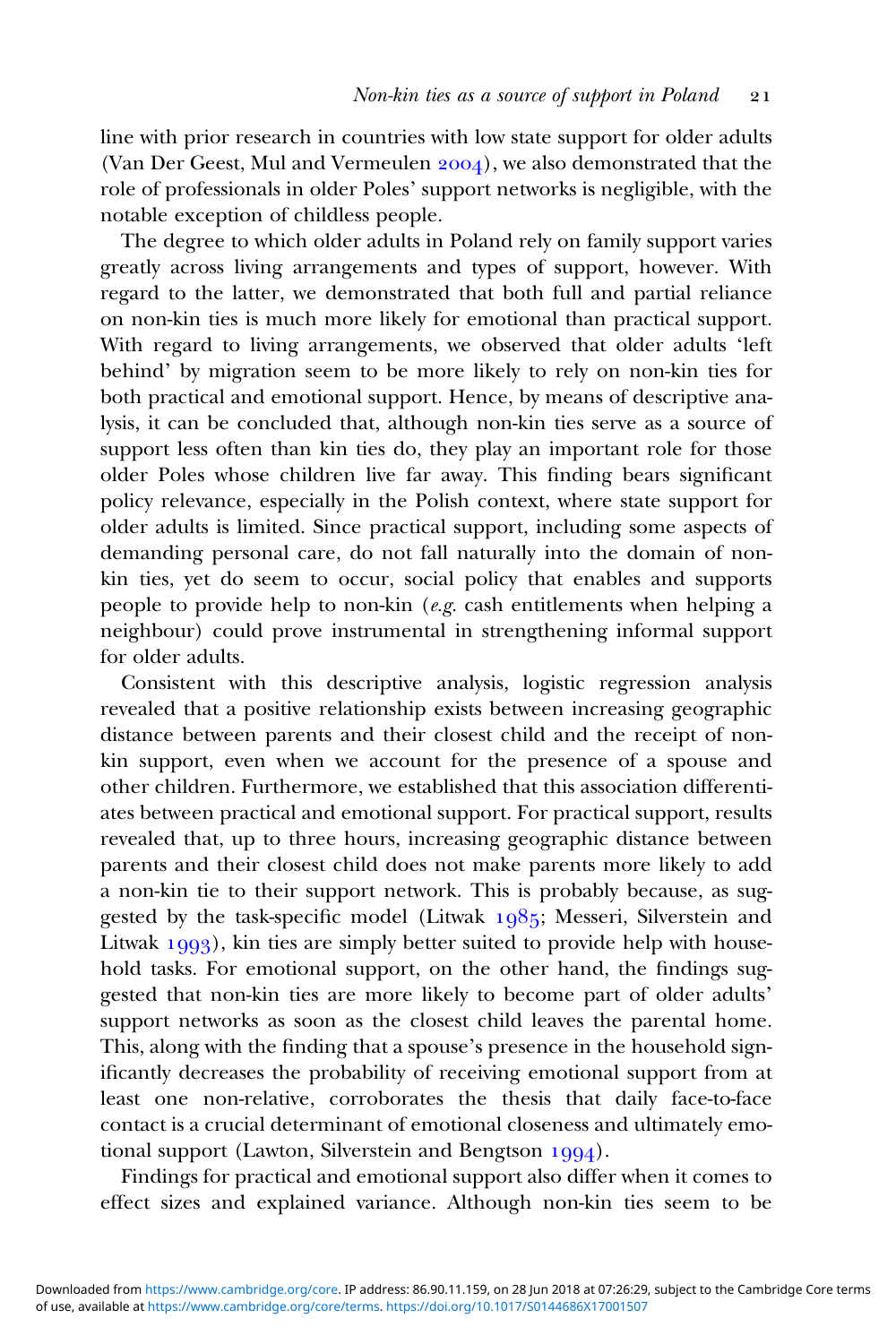line with prior research in countries with low state support for older adults (Van Der Geest, Mul and Vermeulen 2004), we also demonstrated that the role of professionals in older Poles' support networks is negligible, with the notable exception of childless people.

The degree to which older adults in Poland rely on family support varies greatly across living arrangements and types of support, however. With regard to the latter, we demonstrated that both full and partial reliance on non-kin ties is much more likely for emotional than practical support. With regard to living arrangements, we observed that older adults 'left behind' by migration seem to be more likely to rely on non-kin ties for both practical and emotional support. Hence, by means of descriptive analysis, it can be concluded that, although non-kin ties serve as a source of support less often than kin ties do, they play an important role for those older Poles whose children live far away. This finding bears significant policy relevance, especially in the Polish context, where state support for older adults is limited. Since practical support, including some aspects of demanding personal care, do not fall naturally into the domain of non-kin ties, yet do seem to occur, social policy that enables and supports people to provide help to non-kin (*e.g.* cash entitlements when helping a neighbour) could prove instrumental in strengthening informal support for older adults.

Consistent with this descriptive analysis, logistic regression analysis revealed that a positive relationship exists between increasing geographic distance between parents and their closest child and the receipt of non-kin support, even when we account for the presence of a spouse and other children. Furthermore, we established that this association differentiates between practical and emotional support. For practical support, results revealed that, up to three hours, increasing geographic distance between parents and their closest child does not make parents more likely to add a non-kin tie to their support network. This is probably because, as suggested by the task-specific model (Litwak 1985; Messeri, Silverstein and Litwak 1993), kin ties are simply better suited to provide help with household tasks. For emotional support, on the other hand, the findings suggested that non-kin ties are more likely to become part of older adults' support networks as soon as the closest child leaves the parental home. This, along with the finding that a spouse's presence in the household significantly decreases the probability of receiving emotional support from at least one non-relative, corroborates the thesis that daily face-to-face contact is a crucial determinant of emotional closeness and ultimately emotional support (Lawton, Silverstein and Bengtson 1994).

Findings for practical and emotional support also differ when it comes to effect sizes and explained variance. Although non-kin ties seem to be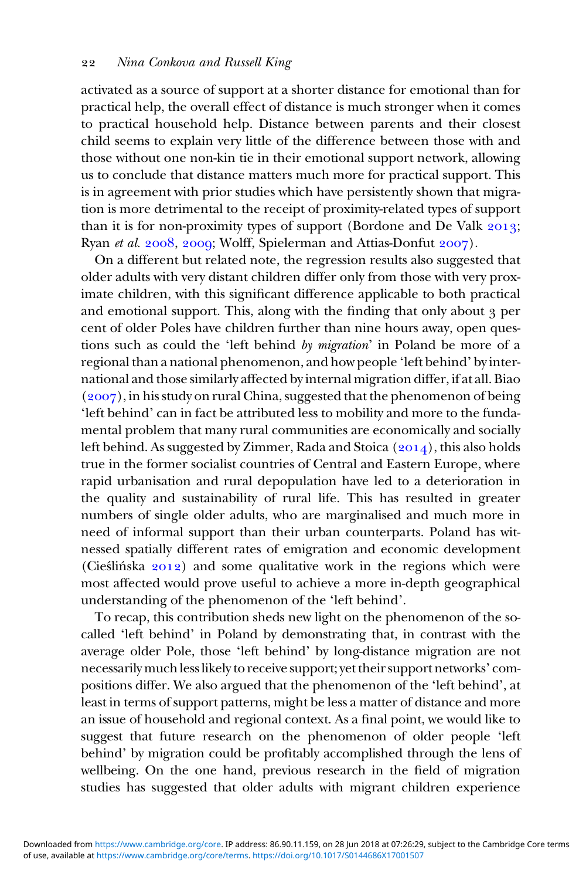activated as a source of support at a shorter distance for emotional than for practical help, the overall effect of distance is much stronger when it comes to practical household help. Distance between parents and their closest child seems to explain very little of the difference between those with and those without one non-kin tie in their emotional support network, allowing us to conclude that distance matters much more for practical support. This is in agreement with prior studies which have persistently shown that migration is more detrimental to the receipt of proximity-related types of support than it is for non-proximity types of support (Bordone and De Valk 2013; Ryan *et al.* 2008, 2009; Wolff, Spielerman and Attias-Donfut 2007).

On a different but related note, the regression results also suggested that older adults with very distant children differ only from those with very proximate children, with this significant difference applicable to both practical and emotional support. This, along with the finding that only about 3 per cent of older Poles have children further than nine hours away, open questions such as could the 'left behind *by migration*' in Poland be more of a regional than a national phenomenon, and how people 'left behind' by international and those similarly affected by internal migration differ, if at all. Biao (2007), in his study on rural China, suggested that the phenomenon of being 'left behind' can in fact be attributed less to mobility and more to the fundamental problem that many rural communities are economically and socially left behind. As suggested by Zimmer, Rada and Stoica (2014), this also holds true in the former socialist countries of Central and Eastern Europe, where rapid urbanisation and rural depopulation have led to a deterioration in the quality and sustainability of rural life. This has resulted in greater numbers of single older adults, who are marginalised and much more in need of informal support than their urban counterparts. Poland has witnessed spatially different rates of emigration and economic development (Cieślińska 2012) and some qualitative work in the regions which were most affected would prove useful to achieve a more in-depth geographical understanding of the phenomenon of the 'left behind'.

To recap, this contribution sheds new light on the phenomenon of the so-called 'left behind' in Poland by demonstrating that, in contrast with the average older Pole, those 'left behind' by long-distance migration are not necessarily much less likely to receive support; yet their support networks' compositions differ. We also argued that the phenomenon of the 'left behind', at least in terms of support patterns, might be less a matter of distance and more an issue of household and regional context. As a final point, we would like to suggest that future research on the phenomenon of older people 'left behind' by migration could be profitably accomplished through the lens of wellbeing. On the one hand, previous research in the field of migration studies has suggested that older adults with migrant children experience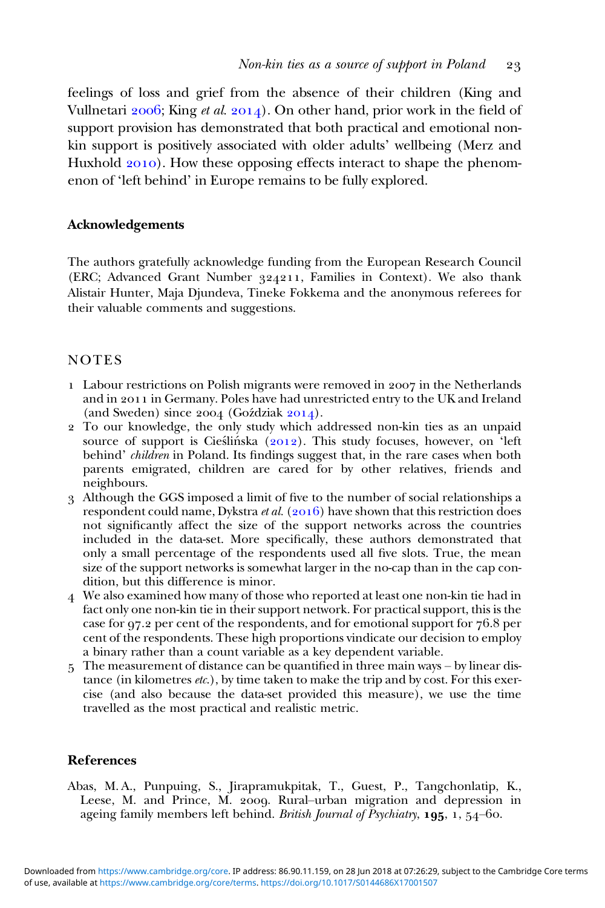feelings of loss and grief from the absence of their children (King and Vullnetari 2006; King *et al.* 2014). On other hand, prior work in the field of support provision has demonstrated that both practical and emotional non-kin support is positively associated with older adults' wellbeing (Merz and Huxhold 2010). How these opposing effects interact to shape the phenomenon of 'left behind' in Europe remains to be fully explored.

## Acknowledgements

The authors gratefully acknowledge funding from the European Research Council (ERC; Advanced Grant Number 324211, Families in Context). We also thank Alistair Hunter, Maja Djundeva, Tineke Fokkema and the anonymous referees for their valuable comments and suggestions.

## NOTES

1. Labour restrictions on Polish migrants were removed in 2007 in the Netherlands and in 2011 in Germany. Poles have had unrestricted entry to the UK and Ireland (and Sweden) since 2004 (Goździak 2014).
2. To our knowledge, the only study which addressed non-kin ties as an unpaid source of support is Cieślińska (2012). This study focuses, however, on 'left behind' *children* in Poland. Its findings suggest that, in the rare cases when both parents emigrated, children are cared for by other relatives, friends and neighbours.
3. Although the GGS imposed a limit of five to the number of social relationships a respondent could name, Dykstra *et al.* (2016) have shown that this restriction does not significantly affect the size of the support networks across the countries included in the data-set. More specifically, these authors demonstrated that only a small percentage of the respondents used all five slots. True, the mean size of the support networks is somewhat larger in the no-cap than in the cap condition, but this difference is minor.
4. We also examined how many of those who reported at least one non-kin tie had in fact only one non-kin tie in their support network. For practical support, this is the case for 97.2 per cent of the respondents, and for emotional support for 76.8 per cent of the respondents. These high proportions vindicate our decision to employ a binary rather than a count variable as a key dependent variable.
5. The measurement of distance can be quantified in three main ways – by linear distance (in kilometres *etc.*), by time taken to make the trip and by cost. For this exercise (and also because the data-set provided this measure), we use the time travelled as the most practical and realistic metric.

## References

Abas, M. A., Punpuing, S., Jirapramukpitak, T., Guest, P., Tangchonlatip, K., Leese, M. and Prince, M. 2009. Rural–urban migration and depression in ageing family members left behind. *British Journal of Psychiatry*, **195**, 1, 54–60.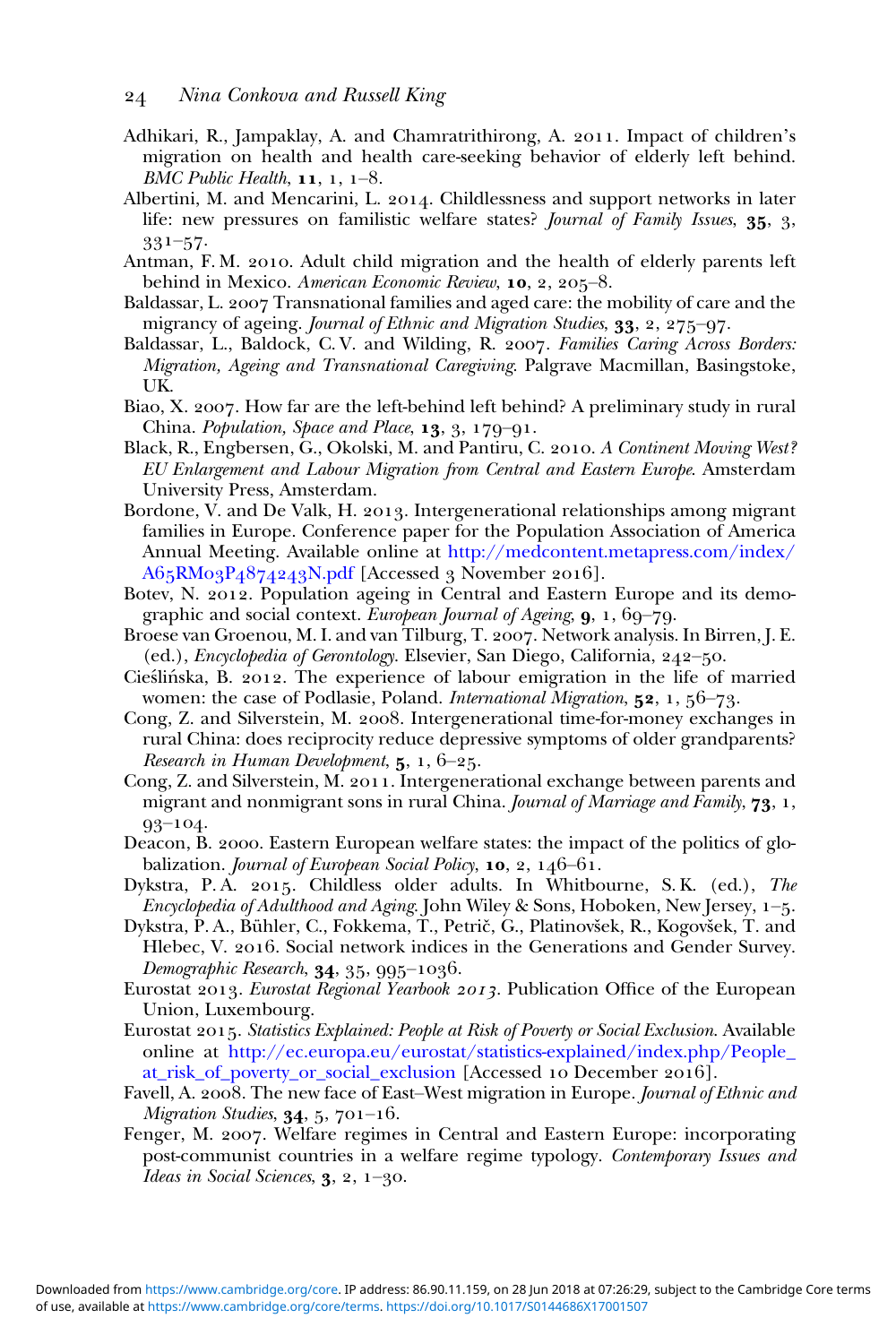Adhikari, R., Jampaklay, A. and Chamratrithirong, A. 2011. Impact of children's migration on health and health care-seeking behavior of elderly left behind. *BMC Public Health*, **11**, 1, 1–8.

Albertini, M. and Mencarini, L. 2014. Childlessness and support networks in later life: new pressures on familistic welfare states? *Journal of Family Issues*, **35**, 3, 331–57.

Antman, F. M. 2010. Adult child migration and the health of elderly parents left behind in Mexico. *American Economic Review*, **10**, 2, 205–8.

Baldassar, L. 2007 Transnational families and aged care: the mobility of care and the migrancy of ageing. *Journal of Ethnic and Migration Studies*, **33**, 2, 275–97.

Baldassar, L., Baldock, C. V. and Wilding, R. 2007. *Families Caring Across Borders: Migration, Ageing and Transnational Caregiving*. Palgrave Macmillan, Basingstoke, UK.

Biao, X. 2007. How far are the left-behind left behind? A preliminary study in rural China. *Population, Space and Place*, **13**, 3, 179–91.

Black, R., Engbersen, G., Okolski, M. and Pantiru, C. 2010. *A Continent Moving West? EU Enlargement and Labour Migration from Central and Eastern Europe*. Amsterdam University Press, Amsterdam.

Bordone, V. and De Valk, H. 2013. Intergenerational relationships among migrant families in Europe. Conference paper for the Population Association of America Annual Meeting. Available online at http://medcontent.metapress.com/index/A65RM03P4874243N.pdf [Accessed 3 November 2016].

Botev, N. 2012. Population ageing in Central and Eastern Europe and its demographic and social context. *European Journal of Ageing*, **9**, 1, 69–79.

Broese van Groenou, M. I. and van Tilburg, T. 2007. Network analysis. In Birren, J. E. (ed.), *Encyclopedia of Gerontology*. Elsevier, San Diego, California, 242–50.

Cieślińska, B. 2012. The experience of labour emigration in the life of married women: the case of Podlasie, Poland. *International Migration*, **52**, 1, 56–73.

Cong, Z. and Silverstein, M. 2008. Intergenerational time-for-money exchanges in rural China: does reciprocity reduce depressive symptoms of older grandparents? *Research in Human Development*, **5**, 1, 6–25.

Cong, Z. and Silverstein, M. 2011. Intergenerational exchange between parents and migrant and nonmigrant sons in rural China. *Journal of Marriage and Family*, **73**, 1, 93–104.

Deacon, B. 2000. Eastern European welfare states: the impact of the politics of globalization. *Journal of European Social Policy*, **10**, 2, 146–61.

Dykstra, P. A. 2015. Childless older adults. In Whitbourne, S. K. (ed.), *The Encyclopedia of Adulthood and Aging*. John Wiley & Sons, Hoboken, New Jersey, 1–5.

Dykstra, P. A., Bühler, C., Fokkema, T., Petrič, G., Platinovšek, R., Kogovšek, T. and Hlebec, V. 2016. Social network indices in the Generations and Gender Survey. *Demographic Research*, **34**, 35, 995–1036.

Eurostat 2013. *Eurostat Regional Yearbook 2013*. Publication Office of the European Union, Luxembourg.

Eurostat 2015. *Statistics Explained: People at Risk of Poverty or Social Exclusion*. Available online at http://ec.europa.eu/eurostat/statistics-explained/index.php/People_at_risk_of_poverty_or_social_exclusion [Accessed 10 December 2016].

Favell, A. 2008. The new face of East–West migration in Europe. *Journal of Ethnic and Migration Studies*, **34**, 5, 701–16.

Fenger, M. 2007. Welfare regimes in Central and Eastern Europe: incorporating post-communist countries in a welfare regime typology. *Contemporary Issues and Ideas in Social Sciences*, **3**, 2, 1–30.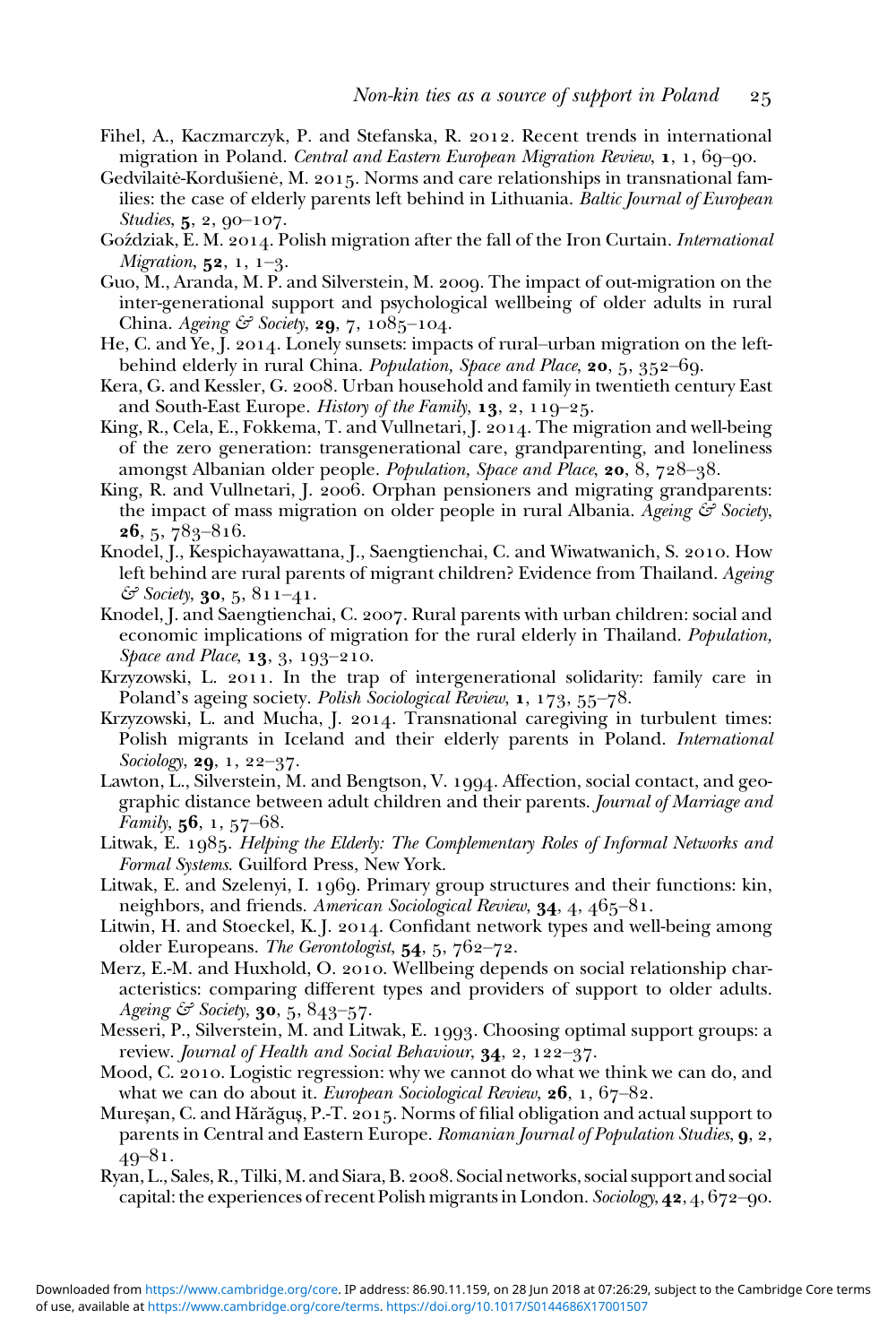Fihel, A., Kaczmarczyk, P. and Stefanska, R. 2012. Recent trends in international migration in Poland. *Central and Eastern European Migration Review*, **1**, 1, 69–90.

Gedvilaitė-Kordušienė, M. 2015. Norms and care relationships in transnational families: the case of elderly parents left behind in Lithuania. *Baltic Journal of European Studies*, **5**, 2, 90–107.

Goździak, E. M. 2014. Polish migration after the fall of the Iron Curtain. *International Migration*, **52**, 1, 1–3.

Guo, M., Aranda, M. P. and Silverstein, M. 2009. The impact of out-migration on the inter-generational support and psychological wellbeing of older adults in rural China. *Ageing & Society*, **29**, 7, 1085–104.

He, C. and Ye, J. 2014. Lonely sunsets: impacts of rural–urban migration on the left-behind elderly in rural China. *Population, Space and Place*, **20**, 5, 352–69.

Kera, G. and Kessler, G. 2008. Urban household and family in twentieth century East and South-East Europe. *History of the Family*, **13**, 2, 119–25.

King, R., Cela, E., Fokkema, T. and Vullnetari, J. 2014. The migration and well-being of the zero generation: transgenerational care, grandparenting, and loneliness amongst Albanian older people. *Population, Space and Place*, **20**, 8, 728–38.

King, R. and Vullnetari, J. 2006. Orphan pensioners and migrating grandparents: the impact of mass migration on older people in rural Albania. *Ageing & Society*, **26**, 5, 783–816.

Knodel, J., Kespichayawattana, J., Saengtienchai, C. and Wiwatwanich, S. 2010. How left behind are rural parents of migrant children? Evidence from Thailand. *Ageing & Society*, **30**, 5, 811–41.

Knodel, J. and Saengtienchai, C. 2007. Rural parents with urban children: social and economic implications of migration for the rural elderly in Thailand. *Population, Space and Place*, **13**, 3, 193–210.

Krzyzowski, L. 2011. In the trap of intergenerational solidarity: family care in Poland's ageing society. *Polish Sociological Review*, **1**, 173, 55–78.

Krzyzowski, L. and Mucha, J. 2014. Transnational caregiving in turbulent times: Polish migrants in Iceland and their elderly parents in Poland. *International Sociology*, **29**, 1, 22–37.

Lawton, L., Silverstein, M. and Bengtson, V. 1994. Affection, social contact, and geographic distance between adult children and their parents. *Journal of Marriage and Family*, **56**, 1, 57–68.

Litwak, E. 1985. *Helping the Elderly: The Complementary Roles of Informal Networks and Formal Systems*. Guilford Press, New York.

Litwak, E. and Szelenyi, I. 1969. Primary group structures and their functions: kin, neighbors, and friends. *American Sociological Review*, **34**, 4, 465–81.

Litwin, H. and Stoeckel, K. J. 2014. Confidant network types and well-being among older Europeans. *The Gerontologist*, **54**, 5, 762–72.

Merz, E.-M. and Huxhold, O. 2010. Wellbeing depends on social relationship characteristics: comparing different types and providers of support to older adults. *Ageing & Society*, **30**, 5, 843–57.

Messeri, P., Silverstein, M. and Litwak, E. 1993. Choosing optimal support groups: a review. *Journal of Health and Social Behaviour*, **34**, 2, 122–37.

Mood, C. 2010. Logistic regression: why we cannot do what we think we can do, and what we can do about it. *European Sociological Review*, **26**, 1, 67–82.

Mureşan, C. and Hărăguş, P.-T. 2015. Norms of filial obligation and actual support to parents in Central and Eastern Europe. *Romanian Journal of Population Studies*, **9**, 2, 49–81.

Ryan, L., Sales, R., Tilki, M. and Siara, B. 2008. Social networks, social support and social capital: the experiences of recent Polish migrants in London. *Sociology*, **42**, 4, 672–90.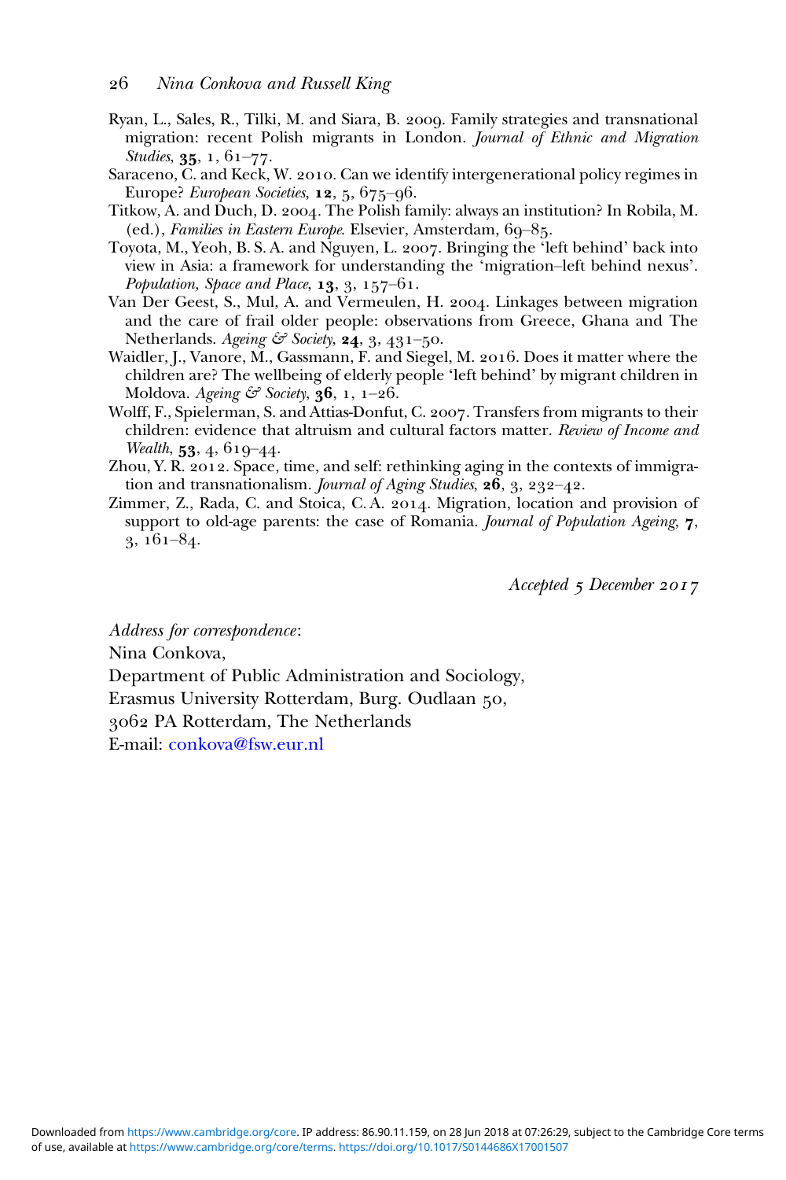Ryan, L., Sales, R., Tilki, M. and Siara, B. 2009. Family strategies and transnational migration: recent Polish migrants in London. *Journal of Ethnic and Migration Studies*, **35**, 1, 61–77.

Saraceno, C. and Keck, W. 2010. Can we identify intergenerational policy regimes in Europe? *European Societies*, **12**, 5, 675–96.

Titkow, A. and Duch, D. 2004. The Polish family: always an institution? In Robila, M. (ed.), *Families in Eastern Europe*. Elsevier, Amsterdam, 69–85.

Toyota, M., Yeoh, B. S. A. and Nguyen, L. 2007. Bringing the 'left behind' back into view in Asia: a framework for understanding the 'migration–left behind nexus'. *Population, Space and Place*, **13**, 3, 157–61.

Van Der Geest, S., Mul, A. and Vermeulen, H. 2004. Linkages between migration and the care of frail older people: observations from Greece, Ghana and The Netherlands. *Ageing & Society*, **24**, 3, 431–50.

Waidler, J., Vanore, M., Gassmann, F. and Siegel, M. 2016. Does it matter where the children are? The wellbeing of elderly people 'left behind' by migrant children in Moldova. *Ageing & Society*, **36**, 1, 1–26.

Wolff, F., Spielerman, S. and Attias-Donfut, C. 2007. Transfers from migrants to their children: evidence that altruism and cultural factors matter. *Review of Income and Wealth*, **53**, 4, 619–44.

Zhou, Y. R. 2012. Space, time, and self: rethinking aging in the contexts of immigration and transnationalism. *Journal of Aging Studies*, **26**, 3, 232–42.

Zimmer, Z., Rada, C. and Stoica, C. A. 2014. Migration, location and provision of support to old-age parents: the case of Romania. *Journal of Population Ageing*, **7**, 3, 161–84.

*Accepted 5 December 2017*

*Address for correspondence*:
Nina Conkova,
Department of Public Administration and Sociology,
Erasmus University Rotterdam, Burg. Oudlaan 50,
3062 PA Rotterdam, The Netherlands
E-mail: conkova@fsw.eur.nl